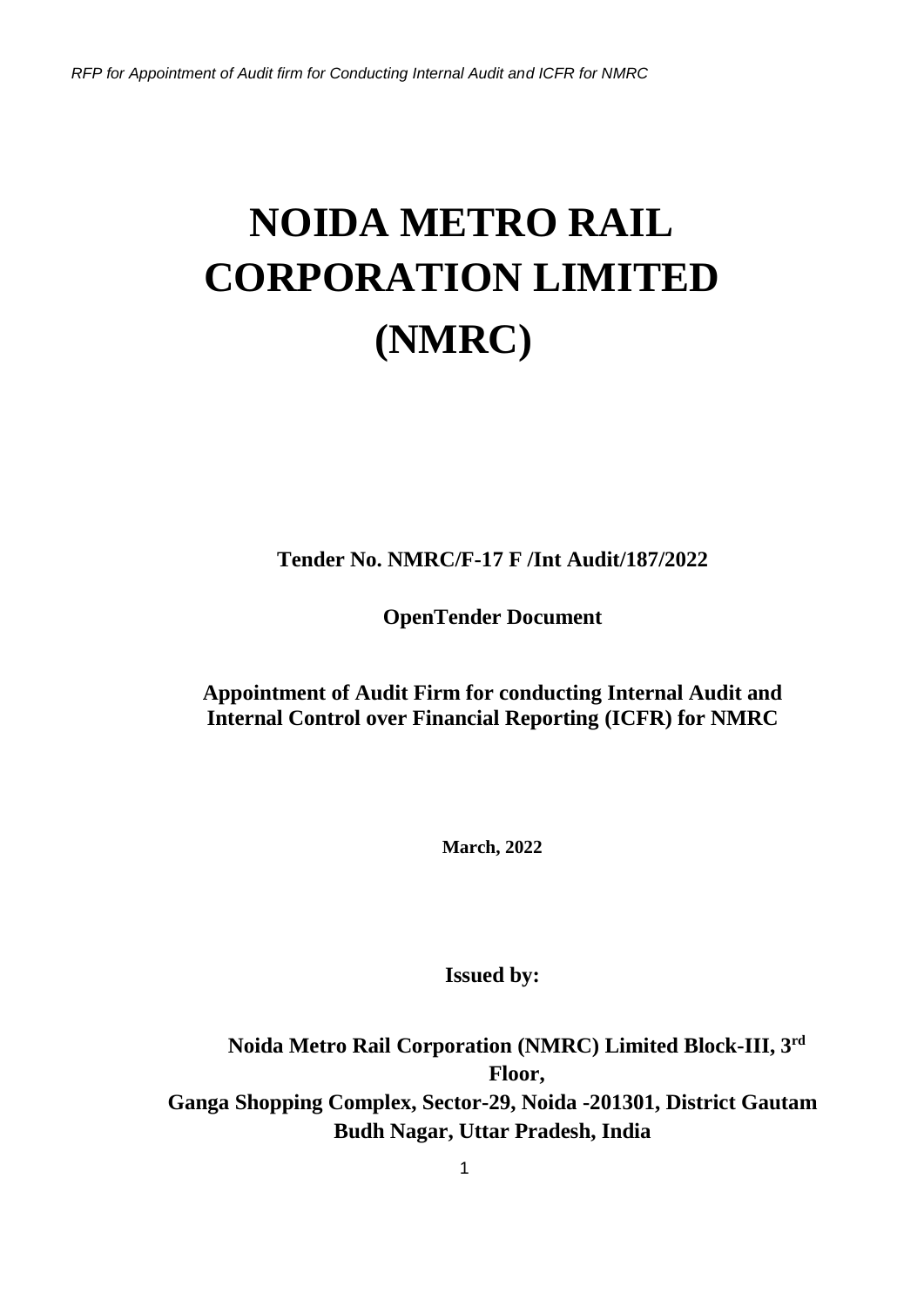# NOIDA METRO RAIL CORPORATION LIMITED (NMRC)

**Tender No. NMRC/F-17 F /Int Audit/187/2022**

**OpenTender Document**

**Appointment of Audit Firm for conducting Internal Audit and Internal Control over Financial Reporting (ICFR) for NMRC**

**March, 2022**

**Issued by:**

**Noida Metro Rail Corporation (NMRC) Limited Block-III, 3rd Floor, Ganga Shopping Complex, Sector-29, Noida -201301, District Gautam Budh Nagar, Uttar Pradesh, India**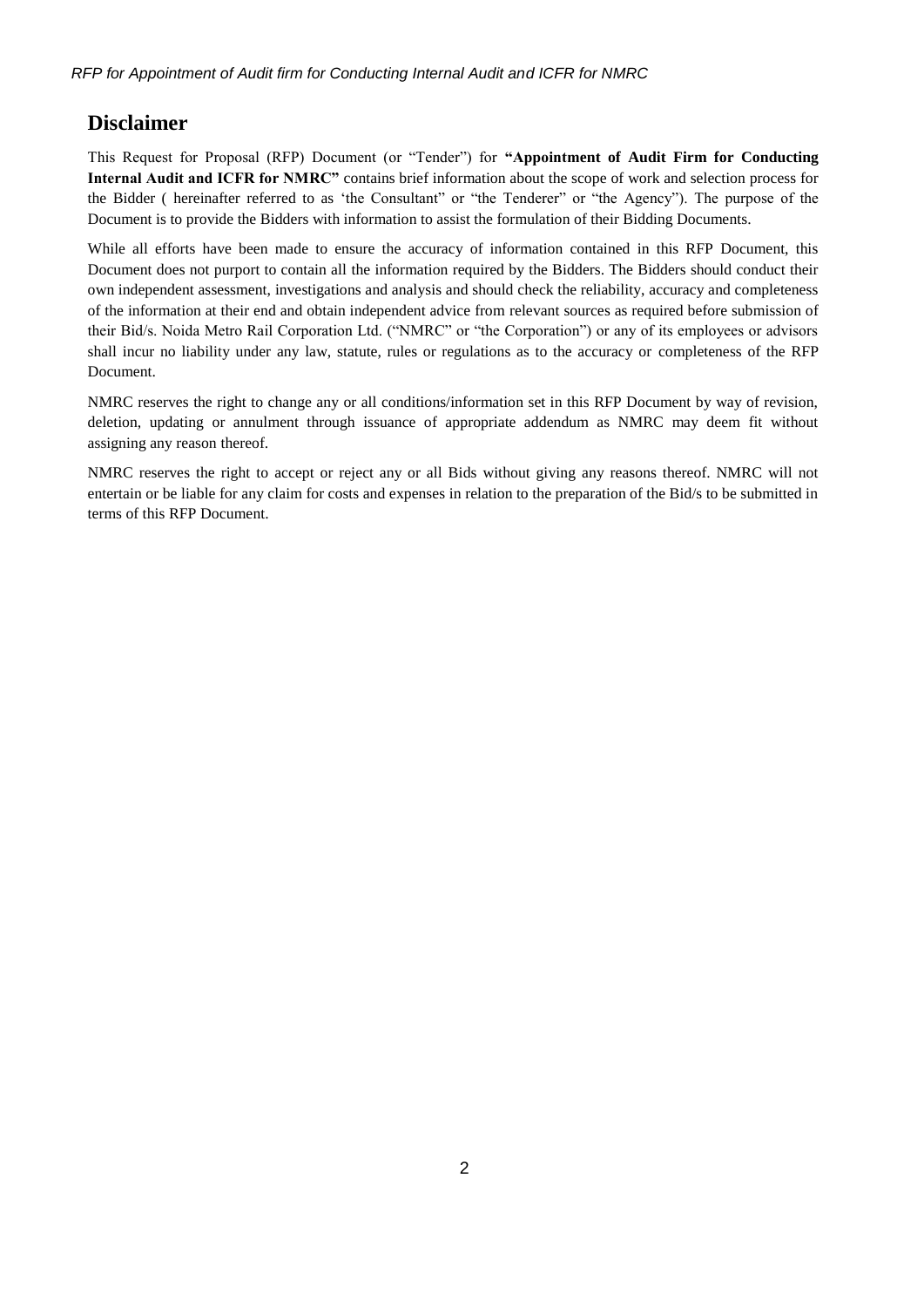## Disclaimer

This Request for Proposal (RFP) Document (or "Tender") for **"Appointment of Audit Firm for Conducting Internal Audit and ICFR for NMRC"** contains brief information about the scope of work and selection process for the Bidder ( hereinafter referred to as 'the Consultant" or "the Tenderer" or "the Agency"). The purpose of the Document is to provide the Bidders with information to assist the formulation of their Bidding Documents.

While all efforts have been made to ensure the accuracy of information contained in this RFP Document, this Document does not purport to contain all the information required by the Bidders. The Bidders should conduct their own independent assessment, investigations and analysis and should check the reliability, accuracy and completeness of the information at their end and obtain independent advice from relevant sources as required before submission of their Bid/s. Noida Metro Rail Corporation Ltd. ("NMRC" or "the Corporation") or any of its employees or advisors shall incur no liability under any law, statute, rules or regulations as to the accuracy or completeness of the RFP Document.

NMRC reserves the right to change any or all conditions/information set in this RFP Document by way of revision, deletion, updating or annulment through issuance of appropriate addendum as NMRC may deem fit without assigning any reason thereof.

NMRC reserves the right to accept or reject any or all Bids without giving any reasons thereof. NMRC will not entertain or be liable for any claim for costs and expenses in relation to the preparation of the Bid/s to be submitted in terms of this RFP Document.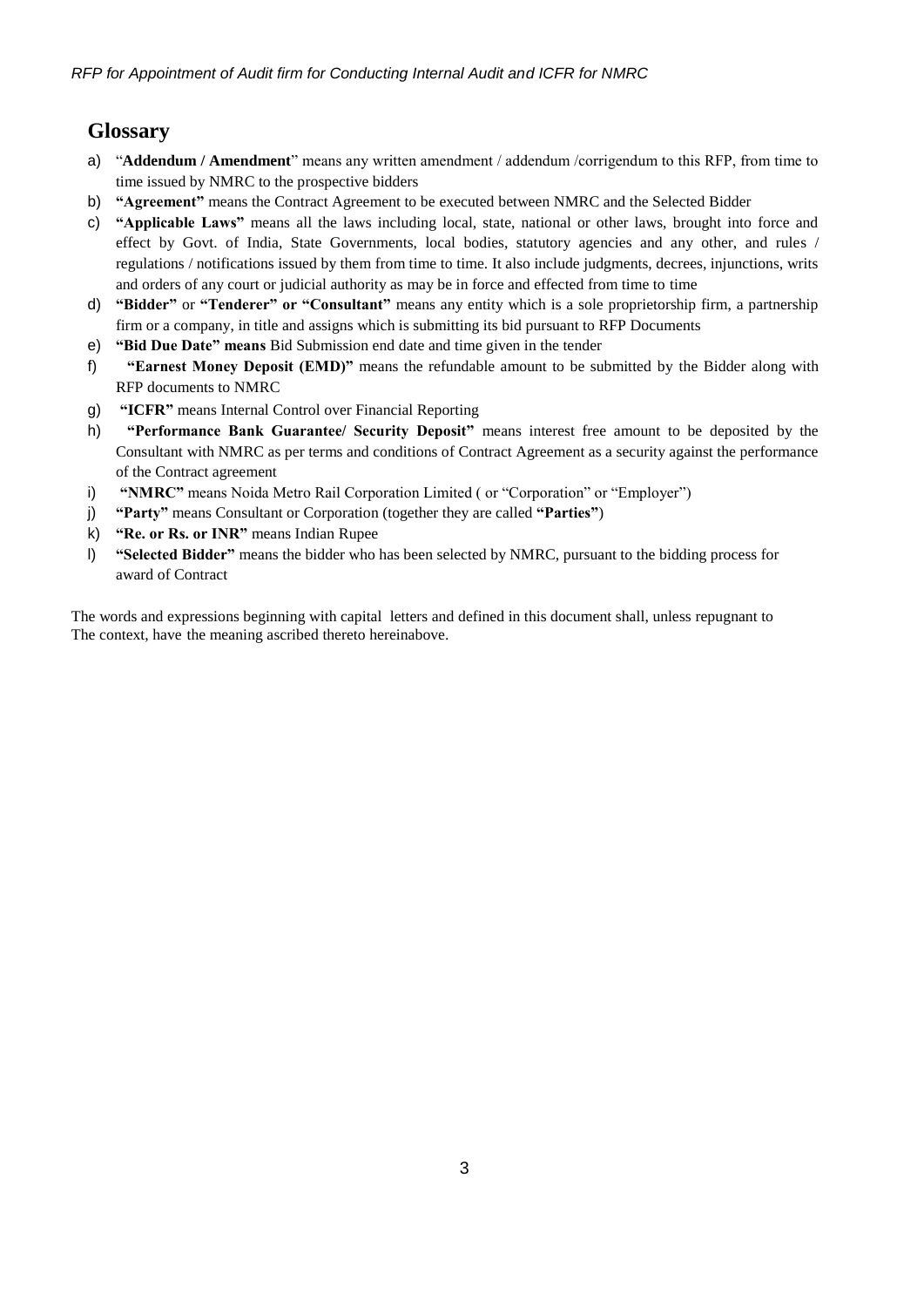## Glossary

a) "**Addendum / Amendment**" means any written amendment / addendum /corrigendum to this RFP, from time to time issued by NMRC to the prospective bidders
b) **"Agreement"** means the Contract Agreement to be executed between NMRC and the Selected Bidder
c) **"Applicable Laws"** means all the laws including local, state, national or other laws, brought into force and effect by Govt. of India, State Governments, local bodies, statutory agencies and any other, and rules / regulations / notifications issued by them from time to time. It also include judgments, decrees, injunctions, writs and orders of any court or judicial authority as may be in force and effected from time to time
d) **"Bidder"** or **"Tenderer" or "Consultant"** means any entity which is a sole proprietorship firm, a partnership firm or a company, in title and assigns which is submitting its bid pursuant to RFP Documents
e) **"Bid Due Date" means** Bid Submission end date and time given in the tender
f) **"Earnest Money Deposit (EMD)"** means the refundable amount to be submitted by the Bidder along with RFP documents to NMRC
g) **"ICFR"** means Internal Control over Financial Reporting
h) **"Performance Bank Guarantee/ Security Deposit"** means interest free amount to be deposited by the Consultant with NMRC as per terms and conditions of Contract Agreement as a security against the performance of the Contract agreement
i) **"NMRC"** means Noida Metro Rail Corporation Limited ( or "Corporation" or "Employer")
j) **"Party"** means Consultant or Corporation (together they are called **"Parties"**)
k) **"Re. or Rs. or INR"** means Indian Rupee
l) **"Selected Bidder"** means the bidder who has been selected by NMRC, pursuant to the bidding process for award of Contract

The words and expressions beginning with capital letters and defined in this document shall, unless repugnant to The context, have the meaning ascribed thereto hereinabove.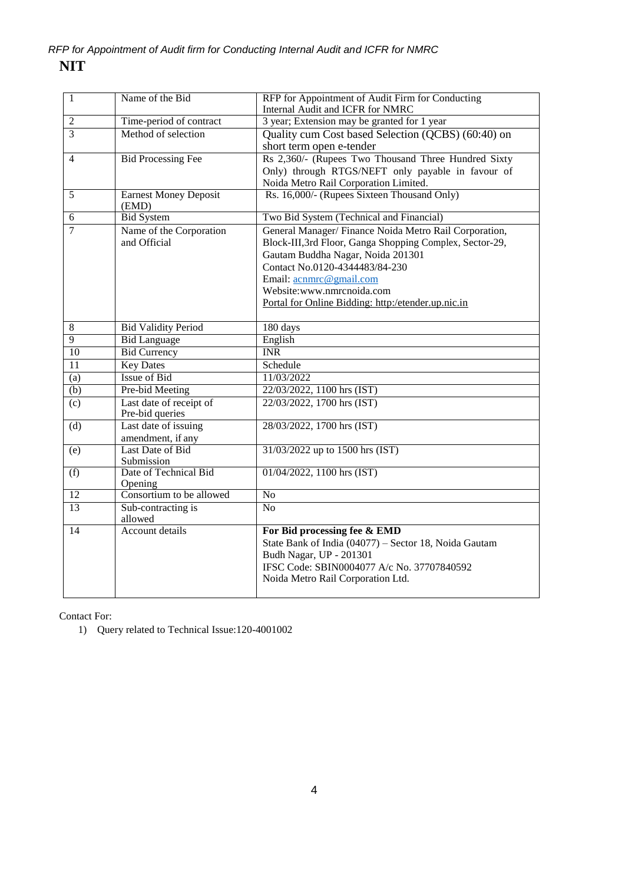# NIT

| 1 | Name of the Bid | RFP for Appointment of Audit Firm for Conducting Internal Audit and ICFR for NMRC |
|---|---|---|
| 2 | Time-period of contract | 3 year; Extension may be granted for 1 year |
| 3 | Method of selection | Quality cum Cost based Selection (QCBS) (60:40) on short term open e-tender |
| 4 | Bid Processing Fee | Rs 2,360/- (Rupees Two Thousand Three Hundred Sixty Only) through RTGS/NEFT only payable in favour of Noida Metro Rail Corporation Limited. |
| 5 | Earnest Money Deposit (EMD) | Rs. 16,000/- (Rupees Sixteen Thousand Only) |
| 6 | Bid System | Two Bid System (Technical and Financial) |
| 7 | Name of the Corporation and Official | General Manager/ Finance Noida Metro Rail Corporation, Block-III,3rd Floor, Ganga Shopping Complex, Sector-29, Gautam Buddha Nagar, Noida 201301<br>Contact No.0120-4344483/84-230<br>Email: acnmrc@gmail.com<br>Website:www.nmrcnoida.com<br>Portal for Online Bidding: http:/etender.up.nic.in |
| 8 | Bid Validity Period | 180 days |
| 9 | Bid Language | English |
| 10 | Bid Currency | INR |
| 11 | Key Dates | Schedule |
| (a) | Issue of Bid | 11/03/2022 |
| (b) | Pre-bid Meeting | 22/03/2022, 1100 hrs (IST) |
| (c) | Last date of receipt of Pre-bid queries | 22/03/2022, 1700 hrs (IST) |
| (d) | Last date of issuing amendment, if any | 28/03/2022, 1700 hrs (IST) |
| (e) | Last Date of Bid Submission | 31/03/2022 up to 1500 hrs (IST) |
| (f) | Date of Technical Bid Opening | 01/04/2022, 1100 hrs (IST) |
| 12 | Consortium to be allowed | No |
| 13 | Sub-contracting is allowed | No |
| 14 | Account details | **For Bid processing fee & EMD**<br>State Bank of India (04077) – Sector 18, Noida Gautam Budh Nagar, UP - 201301<br>IFSC Code: SBIN0004077 A/c No. 37707840592<br>Noida Metro Rail Corporation Ltd. |

Contact For:

1) Query related to Technical Issue:120-4001002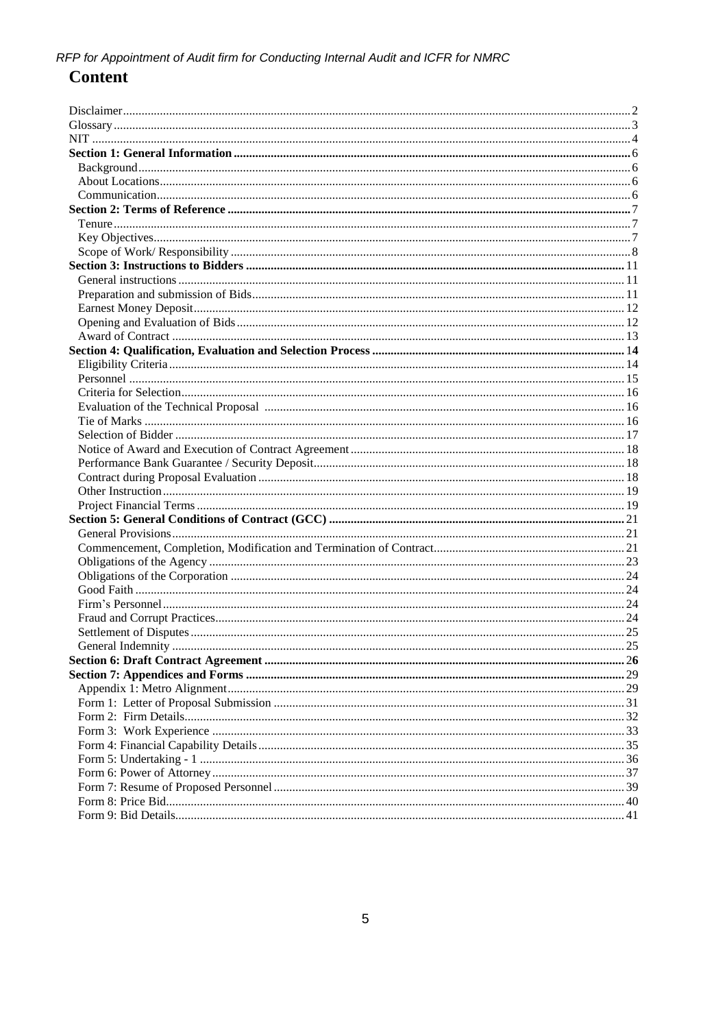# Content

| | |
|---|---|
| Disclaimer | 2 |
| Glossary | 3 |
| NIT | 4 |
| **Section 1: General Information** | **6** |
| Background | 6 |
| About Locations | 6 |
| Communication | 6 |
| **Section 2: Terms of Reference** | **7** |
| Tenure | 7 |
| Key Objectives | 7 |
| Scope of Work/ Responsibility | 8 |
| **Section 3: Instructions to Bidders** | **11** |
| General instructions | 11 |
| Preparation and submission of Bids | 11 |
| Earnest Money Deposit | 12 |
| Opening and Evaluation of Bids | 12 |
| Award of Contract | 13 |
| **Section 4: Qualification, Evaluation and Selection Process** | **14** |
| Eligibility Criteria | 14 |
| Personnel | 15 |
| Criteria for Selection | 16 |
| Evaluation of the Technical Proposal | 16 |
| Tie of Marks | 16 |
| Selection of Bidder | 17 |
| Notice of Award and Execution of Contract Agreement | 18 |
| Performance Bank Guarantee / Security Deposit | 18 |
| Contract during Proposal Evaluation | 18 |
| Other Instruction | 19 |
| Project Financial Terms | 19 |
| **Section 5: General Conditions of Contract (GCC)** | **21** |
| General Provisions | 21 |
| Commencement, Completion, Modification and Termination of Contract | 21 |
| Obligations of the Agency | 23 |
| Obligations of the Corporation | 24 |
| Good Faith | 24 |
| Firm's Personnel | 24 |
| Fraud and Corrupt Practices | 24 |
| Settlement of Disputes | 25 |
| General Indemnity | 25 |
| **Section 6: Draft Contract Agreement** | **26** |
| **Section 7: Appendices and Forms** | **29** |
| Appendix 1: Metro Alignment | 29 |
| Form 1: Letter of Proposal Submission | 31 |
| Form 2: Firm Details | 32 |
| Form 3: Work Experience | 33 |
| Form 4: Financial Capability Details | 35 |
| Form 5: Undertaking - 1 | 36 |
| Form 6: Power of Attorney | 37 |
| Form 7: Resume of Proposed Personnel | 39 |
| Form 8: Price Bid | 40 |
| Form 9: Bid Details | 41 |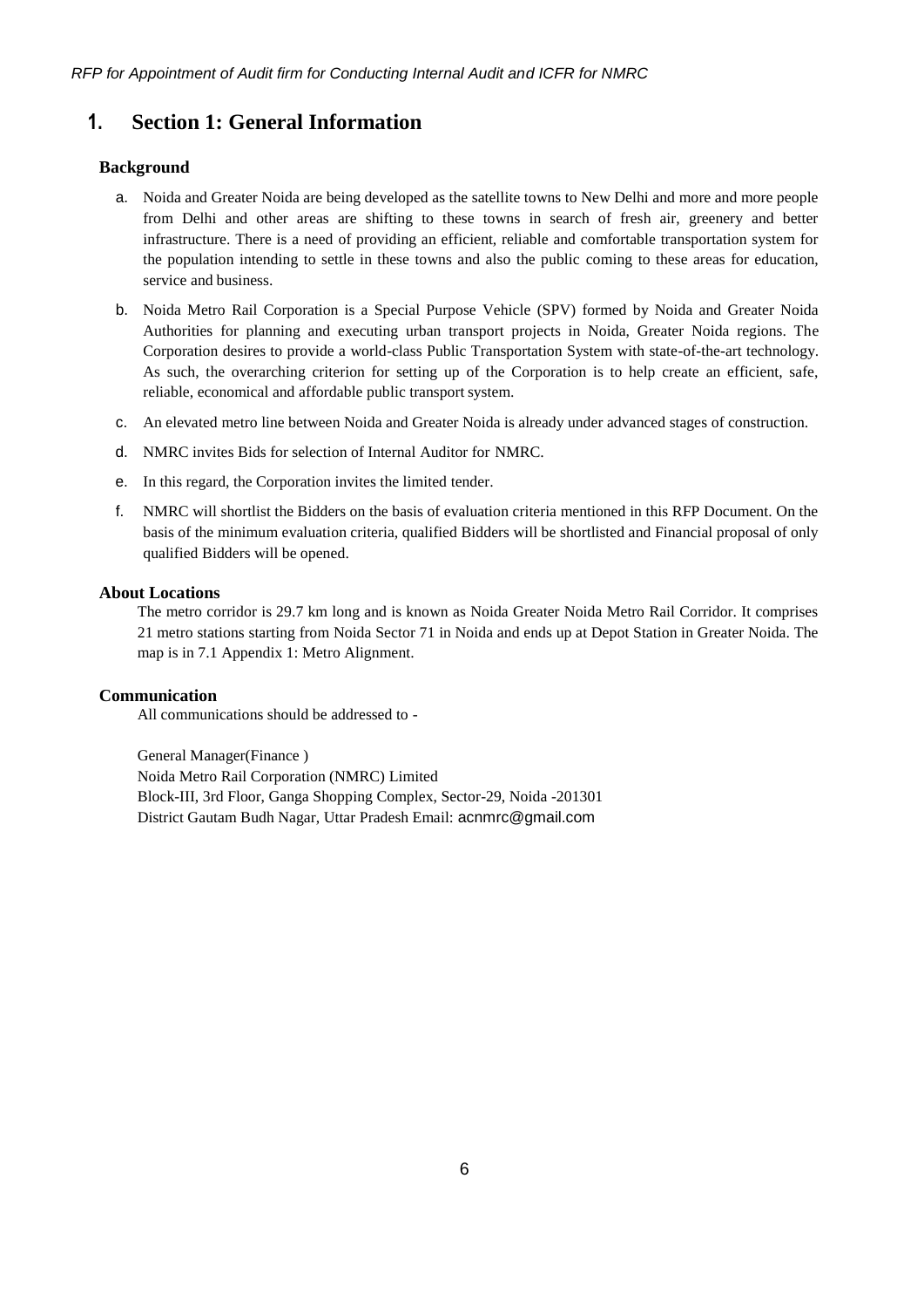# 1. Section 1: General Information

### Background

a. Noida and Greater Noida are being developed as the satellite towns to New Delhi and more and more people from Delhi and other areas are shifting to these towns in search of fresh air, greenery and better infrastructure. There is a need of providing an efficient, reliable and comfortable transportation system for the population intending to settle in these towns and also the public coming to these areas for education, service and business.

b. Noida Metro Rail Corporation is a Special Purpose Vehicle (SPV) formed by Noida and Greater Noida Authorities for planning and executing urban transport projects in Noida, Greater Noida regions. The Corporation desires to provide a world-class Public Transportation System with state-of-the-art technology. As such, the overarching criterion for setting up of the Corporation is to help create an efficient, safe, reliable, economical and affordable public transport system.

c. An elevated metro line between Noida and Greater Noida is already under advanced stages of construction.

d. NMRC invites Bids for selection of Internal Auditor for NMRC.

e. In this regard, the Corporation invites the limited tender.

f. NMRC will shortlist the Bidders on the basis of evaluation criteria mentioned in this RFP Document. On the basis of the minimum evaluation criteria, qualified Bidders will be shortlisted and Financial proposal of only qualified Bidders will be opened.

### About Locations

The metro corridor is 29.7 km long and is known as Noida Greater Noida Metro Rail Corridor. It comprises 21 metro stations starting from Noida Sector 71 in Noida and ends up at Depot Station in Greater Noida. The map is in 7.1 Appendix 1: Metro Alignment.

### Communication

All communications should be addressed to -

General Manager(Finance )  
Noida Metro Rail Corporation (NMRC) Limited  
Block-III, 3rd Floor, Ganga Shopping Complex, Sector-29, Noida -201301  
District Gautam Budh Nagar, Uttar Pradesh Email: acnmrc@gmail.com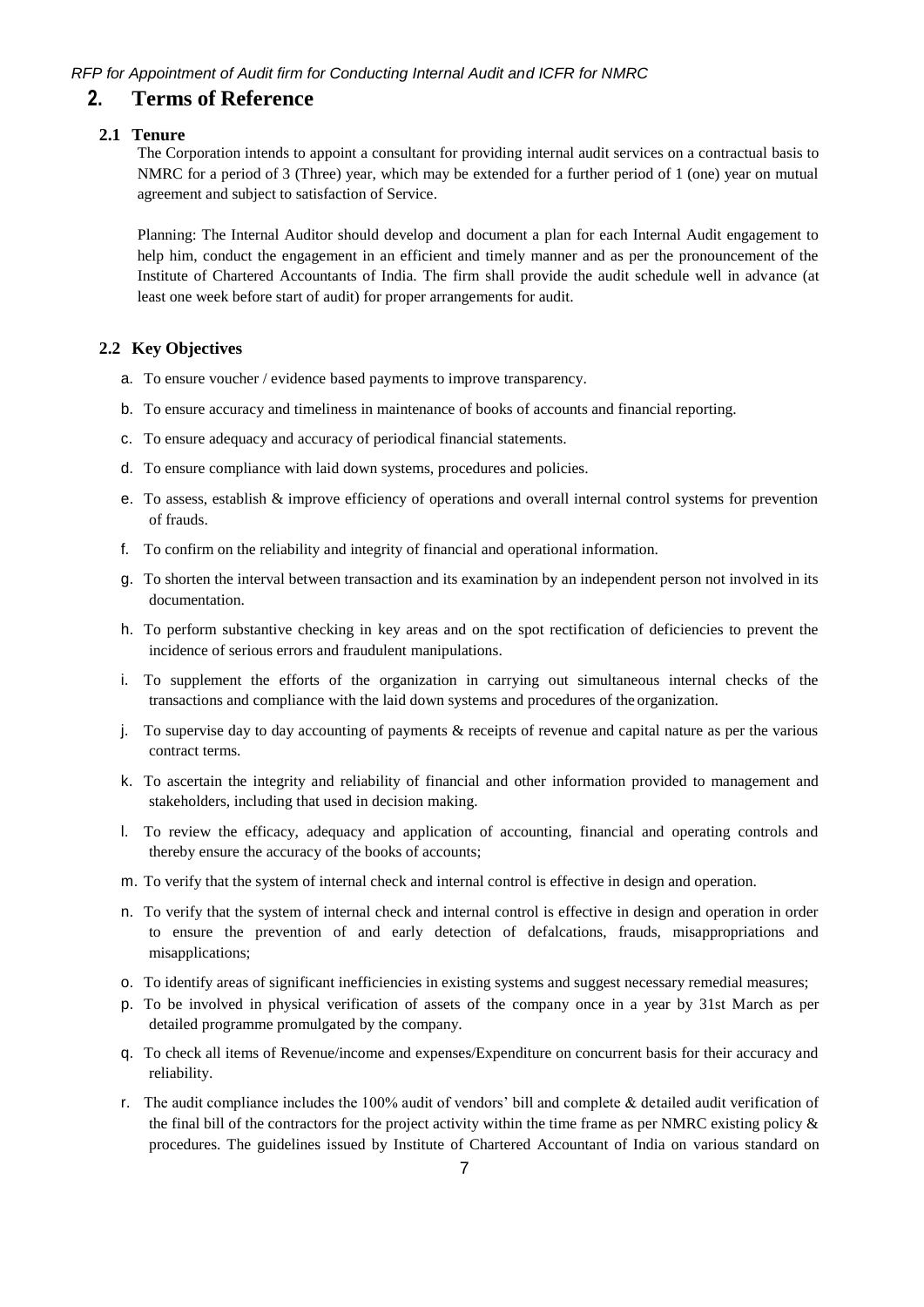## 2. Terms of Reference

### 2.1 Tenure

The Corporation intends to appoint a consultant for providing internal audit services on a contractual basis to NMRC for a period of 3 (Three) year, which may be extended for a further period of 1 (one) year on mutual agreement and subject to satisfaction of Service.

Planning: The Internal Auditor should develop and document a plan for each Internal Audit engagement to help him, conduct the engagement in an efficient and timely manner and as per the pronouncement of the Institute of Chartered Accountants of India. The firm shall provide the audit schedule well in advance (at least one week before start of audit) for proper arrangements for audit.

### 2.2 Key Objectives

a. To ensure voucher / evidence based payments to improve transparency.

b. To ensure accuracy and timeliness in maintenance of books of accounts and financial reporting.

c. To ensure adequacy and accuracy of periodical financial statements.

d. To ensure compliance with laid down systems, procedures and policies.

e. To assess, establish & improve efficiency of operations and overall internal control systems for prevention of frauds.

f. To confirm on the reliability and integrity of financial and operational information.

g. To shorten the interval between transaction and its examination by an independent person not involved in its documentation.

h. To perform substantive checking in key areas and on the spot rectification of deficiencies to prevent the incidence of serious errors and fraudulent manipulations.

i. To supplement the efforts of the organization in carrying out simultaneous internal checks of the transactions and compliance with the laid down systems and procedures of the organization.

j. To supervise day to day accounting of payments & receipts of revenue and capital nature as per the various contract terms.

k. To ascertain the integrity and reliability of financial and other information provided to management and stakeholders, including that used in decision making.

l. To review the efficacy, adequacy and application of accounting, financial and operating controls and thereby ensure the accuracy of the books of accounts;

m. To verify that the system of internal check and internal control is effective in design and operation.

n. To verify that the system of internal check and internal control is effective in design and operation in order to ensure the prevention of and early detection of defalcations, frauds, misappropriations and misapplications;

o. To identify areas of significant inefficiencies in existing systems and suggest necessary remedial measures;

p. To be involved in physical verification of assets of the company once in a year by 31st March as per detailed programme promulgated by the company.

q. To check all items of Revenue/income and expenses/Expenditure on concurrent basis for their accuracy and reliability.

r. The audit compliance includes the 100% audit of vendors' bill and complete & detailed audit verification of the final bill of the contractors for the project activity within the time frame as per NMRC existing policy & procedures. The guidelines issued by Institute of Chartered Accountant of India on various standard on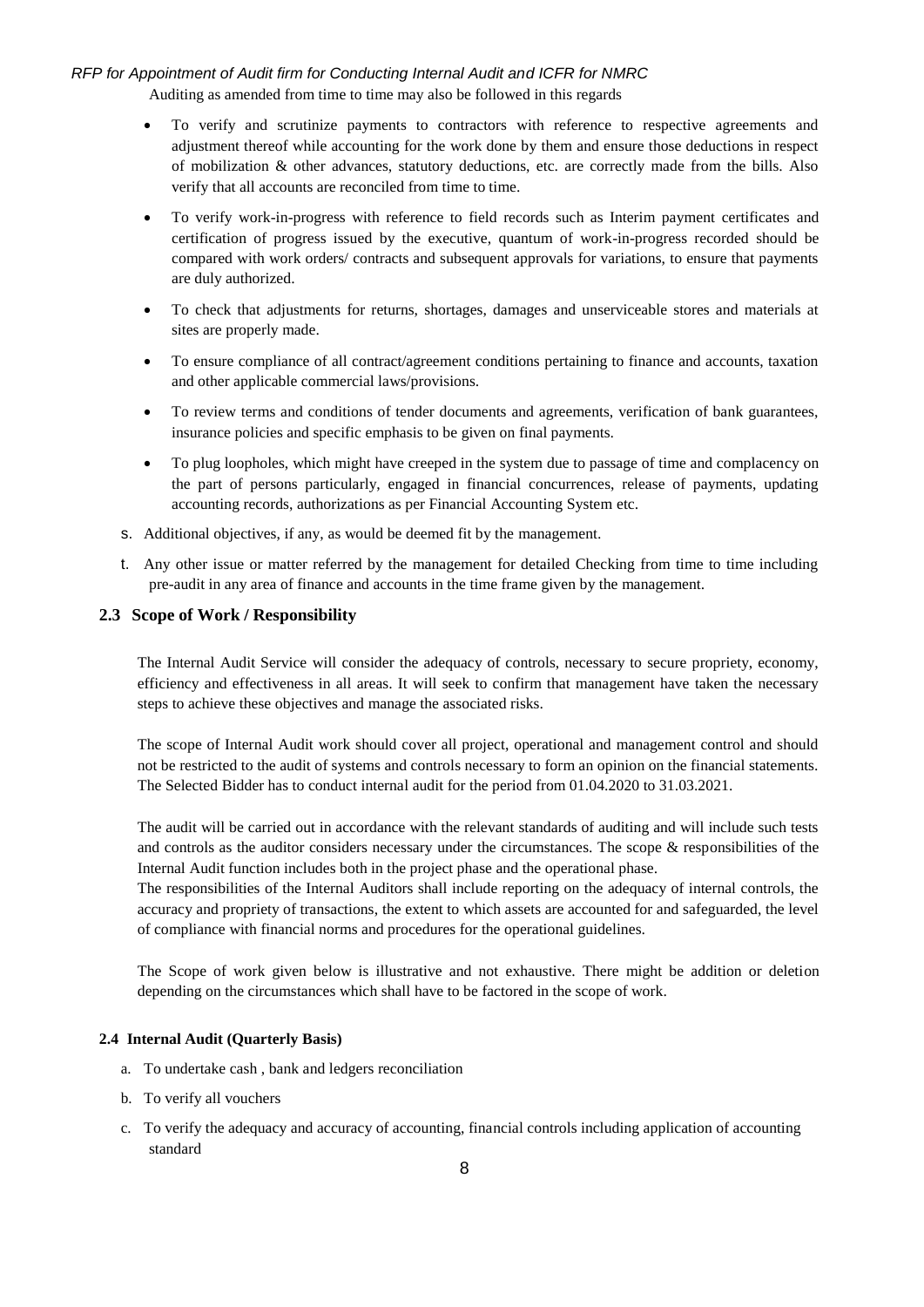Auditing as amended from time to time may also be followed in this regards

- To verify and scrutinize payments to contractors with reference to respective agreements and adjustment thereof while accounting for the work done by them and ensure those deductions in respect of mobilization & other advances, statutory deductions, etc. are correctly made from the bills. Also verify that all accounts are reconciled from time to time.
- To verify work-in-progress with reference to field records such as Interim payment certificates and certification of progress issued by the executive, quantum of work-in-progress recorded should be compared with work orders/ contracts and subsequent approvals for variations, to ensure that payments are duly authorized.
- To check that adjustments for returns, shortages, damages and unserviceable stores and materials at sites are properly made.
- To ensure compliance of all contract/agreement conditions pertaining to finance and accounts, taxation and other applicable commercial laws/provisions.
- To review terms and conditions of tender documents and agreements, verification of bank guarantees, insurance policies and specific emphasis to be given on final payments.
- To plug loopholes, which might have creeped in the system due to passage of time and complacency on the part of persons particularly, engaged in financial concurrences, release of payments, updating accounting records, authorizations as per Financial Accounting System etc.

s. Additional objectives, if any, as would be deemed fit by the management.

t. Any other issue or matter referred by the management for detailed Checking from time to time including pre-audit in any area of finance and accounts in the time frame given by the management.

## 2.3 Scope of Work / Responsibility

The Internal Audit Service will consider the adequacy of controls, necessary to secure propriety, economy, efficiency and effectiveness in all areas. It will seek to confirm that management have taken the necessary steps to achieve these objectives and manage the associated risks.

The scope of Internal Audit work should cover all project, operational and management control and should not be restricted to the audit of systems and controls necessary to form an opinion on the financial statements. The Selected Bidder has to conduct internal audit for the period from 01.04.2020 to 31.03.2021.

The audit will be carried out in accordance with the relevant standards of auditing and will include such tests and controls as the auditor considers necessary under the circumstances. The scope & responsibilities of the Internal Audit function includes both in the project phase and the operational phase.
The responsibilities of the Internal Auditors shall include reporting on the adequacy of internal controls, the accuracy and propriety of transactions, the extent to which assets are accounted for and safeguarded, the level of compliance with financial norms and procedures for the operational guidelines.

The Scope of work given below is illustrative and not exhaustive. There might be addition or deletion depending on the circumstances which shall have to be factored in the scope of work.

### 2.4 Internal Audit (Quarterly Basis)

a. To undertake cash , bank and ledgers reconciliation

b. To verify all vouchers

c. To verify the adequacy and accuracy of accounting, financial controls including application of accounting standard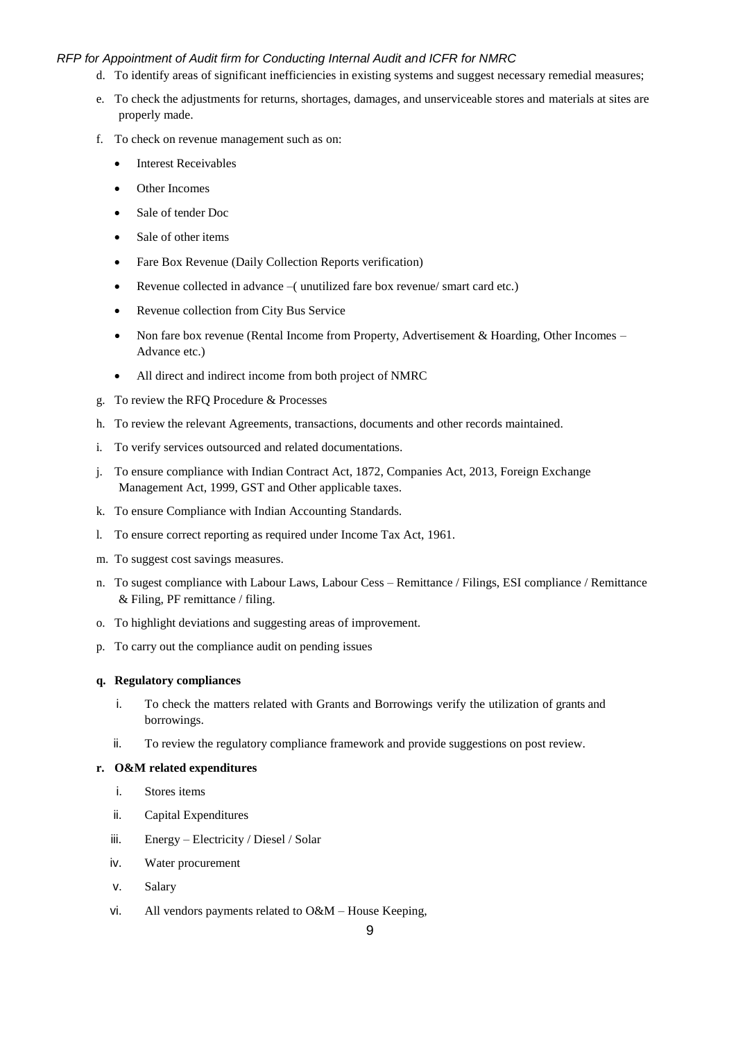d. To identify areas of significant inefficiencies in existing systems and suggest necessary remedial measures;

e. To check the adjustments for returns, shortages, damages, and unserviceable stores and materials at sites are properly made.

f. To check on revenue management such as on:

- Interest Receivables
- Other Incomes
- Sale of tender Doc
- Sale of other items
- Fare Box Revenue (Daily Collection Reports verification)
- Revenue collected in advance –( unutilized fare box revenue/ smart card etc.)
- Revenue collection from City Bus Service
- Non fare box revenue (Rental Income from Property, Advertisement & Hoarding, Other Incomes – Advance etc.)
- All direct and indirect income from both project of NMRC

g. To review the RFQ Procedure & Processes

h. To review the relevant Agreements, transactions, documents and other records maintained.

i. To verify services outsourced and related documentations.

j. To ensure compliance with Indian Contract Act, 1872, Companies Act, 2013, Foreign Exchange Management Act, 1999, GST and Other applicable taxes.

k. To ensure Compliance with Indian Accounting Standards.

l. To ensure correct reporting as required under Income Tax Act, 1961.

m. To suggest cost savings measures.

n. To sugest compliance with Labour Laws, Labour Cess – Remittance / Filings, ESI compliance / Remittance & Filing, PF remittance / filing.

o. To highlight deviations and suggesting areas of improvement.

p. To carry out the compliance audit on pending issues

**q. Regulatory compliances**

i. To check the matters related with Grants and Borrowings verify the utilization of grants and borrowings.

ii. To review the regulatory compliance framework and provide suggestions on post review.

**r. O&M related expenditures**

i. Stores items

ii. Capital Expenditures

iii. Energy – Electricity / Diesel / Solar

iv. Water procurement

v. Salary

vi. All vendors payments related to O&M – House Keeping,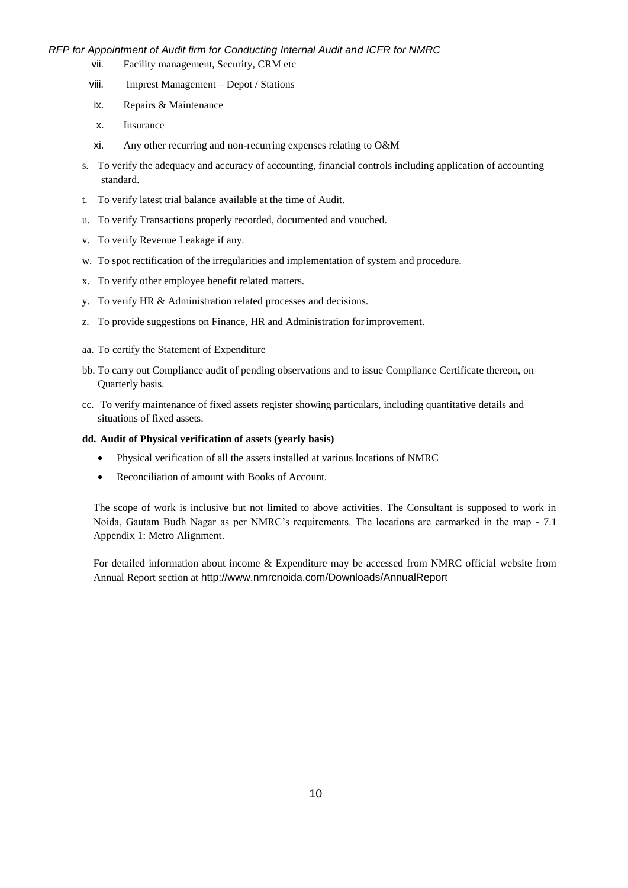vii. Facility management, Security, CRM etc

viii. Imprest Management – Depot / Stations

ix. Repairs & Maintenance

x. Insurance

xi. Any other recurring and non-recurring expenses relating to O&M

s. To verify the adequacy and accuracy of accounting, financial controls including application of accounting standard.

t. To verify latest trial balance available at the time of Audit.

u. To verify Transactions properly recorded, documented and vouched.

v. To verify Revenue Leakage if any.

w. To spot rectification of the irregularities and implementation of system and procedure.

x. To verify other employee benefit related matters.

y. To verify HR & Administration related processes and decisions.

z. To provide suggestions on Finance, HR and Administration for improvement.

aa. To certify the Statement of Expenditure

bb. To carry out Compliance audit of pending observations and to issue Compliance Certificate thereon, on Quarterly basis.

cc. To verify maintenance of fixed assets register showing particulars, including quantitative details and situations of fixed assets.

**dd. Audit of Physical verification of assets (yearly basis)**

- Physical verification of all the assets installed at various locations of NMRC
- Reconciliation of amount with Books of Account.

The scope of work is inclusive but not limited to above activities. The Consultant is supposed to work in Noida, Gautam Budh Nagar as per NMRC's requirements. The locations are earmarked in the map - 7.1 Appendix 1: Metro Alignment.

For detailed information about income & Expenditure may be accessed from NMRC official website from Annual Report section at http://www.nmrcnoida.com/Downloads/AnnualReport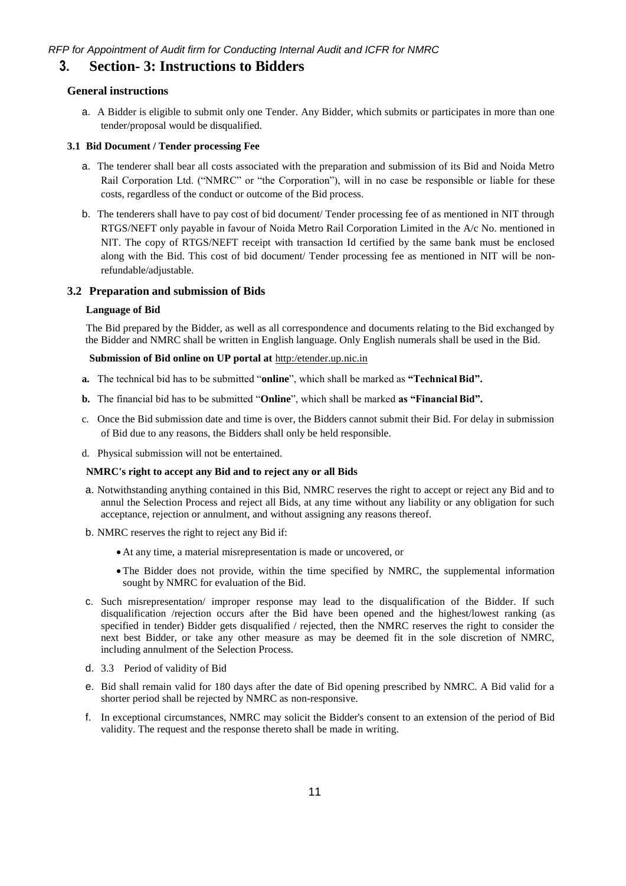# 3. Section- 3: Instructions to Bidders

## General instructions

a. A Bidder is eligible to submit only one Tender. Any Bidder, which submits or participates in more than one tender/proposal would be disqualified.

### 3.1 Bid Document / Tender processing Fee

a. The tenderer shall bear all costs associated with the preparation and submission of its Bid and Noida Metro Rail Corporation Ltd. ("NMRC" or "the Corporation"), will in no case be responsible or liable for these costs, regardless of the conduct or outcome of the Bid process.

b. The tenderers shall have to pay cost of bid document/ Tender processing fee of as mentioned in NIT through RTGS/NEFT only payable in favour of Noida Metro Rail Corporation Limited in the A/c No. mentioned in NIT. The copy of RTGS/NEFT receipt with transaction Id certified by the same bank must be enclosed along with the Bid. This cost of bid document/ Tender processing fee as mentioned in NIT will be non-refundable/adjustable.

## 3.2 Preparation and submission of Bids

**Language of Bid**

The Bid prepared by the Bidder, as well as all correspondence and documents relating to the Bid exchanged by the Bidder and NMRC shall be written in English language. Only English numerals shall be used in the Bid.

**Submission of Bid online on UP portal at** http:/etender.up.nic.in

**a.** The technical bid has to be submitted "**online**", which shall be marked as **"Technical Bid".**

**b.** The financial bid has to be submitted "**Online**", which shall be marked **as "Financial Bid".**

c. Once the Bid submission date and time is over, the Bidders cannot submit their Bid. For delay in submission of Bid due to any reasons, the Bidders shall only be held responsible.

d. Physical submission will not be entertained.

**NMRC's right to accept any Bid and to reject any or all Bids**

a. Notwithstanding anything contained in this Bid, NMRC reserves the right to accept or reject any Bid and to annul the Selection Process and reject all Bids, at any time without any liability or any obligation for such acceptance, rejection or annulment, and without assigning any reasons thereof.

b. NMRC reserves the right to reject any Bid if:

- At any time, a material misrepresentation is made or uncovered, or
- The Bidder does not provide, within the time specified by NMRC, the supplemental information sought by NMRC for evaluation of the Bid.

c. Such misrepresentation/ improper response may lead to the disqualification of the Bidder. If such disqualification /rejection occurs after the Bid have been opened and the highest/lowest ranking (as specified in tender) Bidder gets disqualified / rejected, then the NMRC reserves the right to consider the next best Bidder, or take any other measure as may be deemed fit in the sole discretion of NMRC, including annulment of the Selection Process.

d. 3.3 Period of validity of Bid

e. Bid shall remain valid for 180 days after the date of Bid opening prescribed by NMRC. A Bid valid for a shorter period shall be rejected by NMRC as non-responsive.

f. In exceptional circumstances, NMRC may solicit the Bidder's consent to an extension of the period of Bid validity. The request and the response thereto shall be made in writing.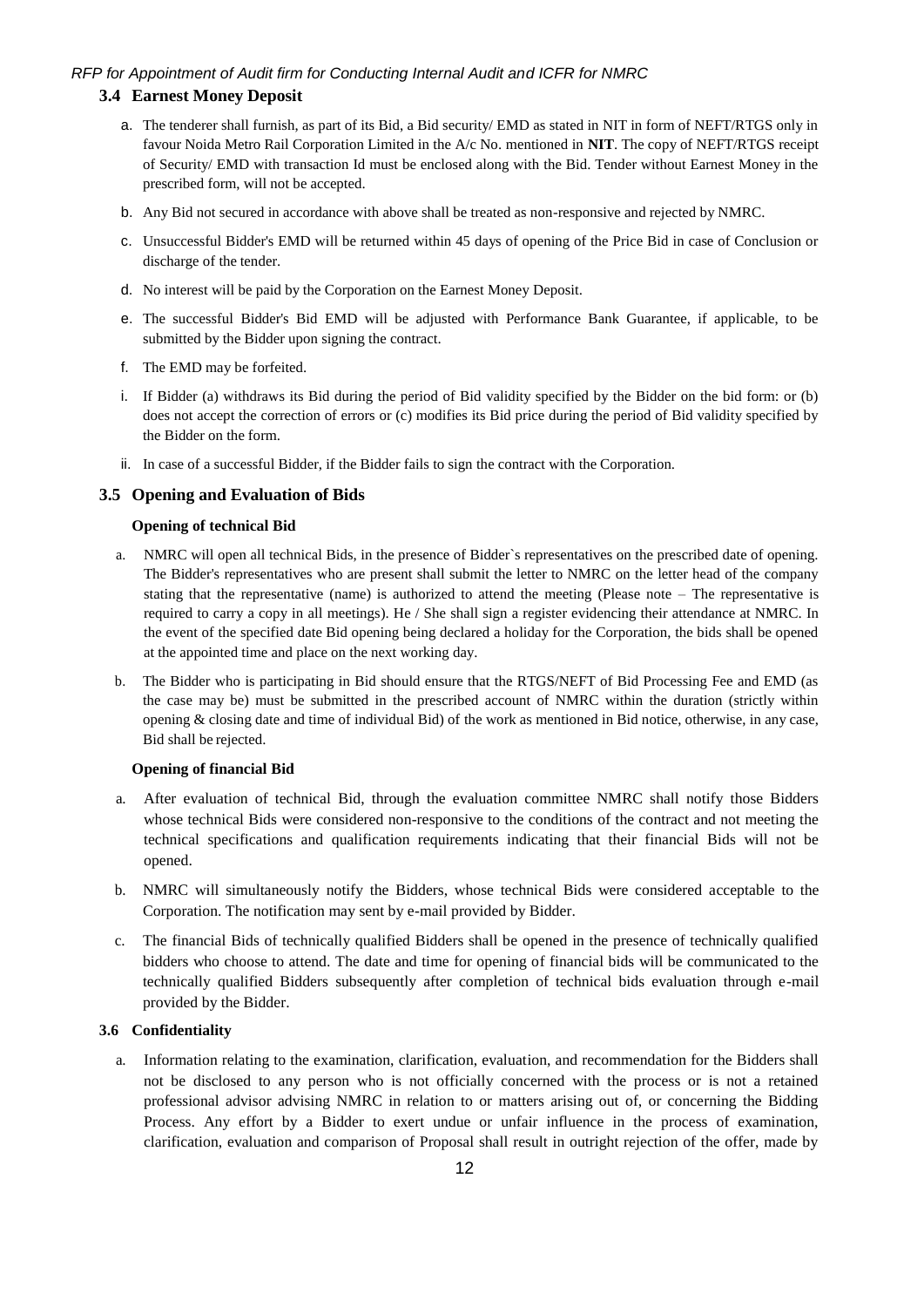### 3.4 Earnest Money Deposit

a. The tenderer shall furnish, as part of its Bid, a Bid security/ EMD as stated in NIT in form of NEFT/RTGS only in favour Noida Metro Rail Corporation Limited in the A/c No. mentioned in **NIT**. The copy of NEFT/RTGS receipt of Security/ EMD with transaction Id must be enclosed along with the Bid. Tender without Earnest Money in the prescribed form, will not be accepted.

b. Any Bid not secured in accordance with above shall be treated as non-responsive and rejected by NMRC.

c. Unsuccessful Bidder's EMD will be returned within 45 days of opening of the Price Bid in case of Conclusion or discharge of the tender.

d. No interest will be paid by the Corporation on the Earnest Money Deposit.

e. The successful Bidder's Bid EMD will be adjusted with Performance Bank Guarantee, if applicable, to be submitted by the Bidder upon signing the contract.

f. The EMD may be forfeited.

i. If Bidder (a) withdraws its Bid during the period of Bid validity specified by the Bidder on the bid form: or (b) does not accept the correction of errors or (c) modifies its Bid price during the period of Bid validity specified by the Bidder on the form.

ii. In case of a successful Bidder, if the Bidder fails to sign the contract with the Corporation.

### 3.5 Opening and Evaluation of Bids

**Opening of technical Bid**

a. NMRC will open all technical Bids, in the presence of Bidder`s representatives on the prescribed date of opening. The Bidder's representatives who are present shall submit the letter to NMRC on the letter head of the company stating that the representative (name) is authorized to attend the meeting (Please note – The representative is required to carry a copy in all meetings). He / She shall sign a register evidencing their attendance at NMRC. In the event of the specified date Bid opening being declared a holiday for the Corporation, the bids shall be opened at the appointed time and place on the next working day.

b. The Bidder who is participating in Bid should ensure that the RTGS/NEFT of Bid Processing Fee and EMD (as the case may be) must be submitted in the prescribed account of NMRC within the duration (strictly within opening & closing date and time of individual Bid) of the work as mentioned in Bid notice, otherwise, in any case, Bid shall be rejected.

**Opening of financial Bid**

a. After evaluation of technical Bid, through the evaluation committee NMRC shall notify those Bidders whose technical Bids were considered non-responsive to the conditions of the contract and not meeting the technical specifications and qualification requirements indicating that their financial Bids will not be opened.

b. NMRC will simultaneously notify the Bidders, whose technical Bids were considered acceptable to the Corporation. The notification may sent by e-mail provided by Bidder.

c. The financial Bids of technically qualified Bidders shall be opened in the presence of technically qualified bidders who choose to attend. The date and time for opening of financial bids will be communicated to the technically qualified Bidders subsequently after completion of technical bids evaluation through e-mail provided by the Bidder.

### 3.6 Confidentiality

a. Information relating to the examination, clarification, evaluation, and recommendation for the Bidders shall not be disclosed to any person who is not officially concerned with the process or is not a retained professional advisor advising NMRC in relation to or matters arising out of, or concerning the Bidding Process. Any effort by a Bidder to exert undue or unfair influence in the process of examination, clarification, evaluation and comparison of Proposal shall result in outright rejection of the offer, made by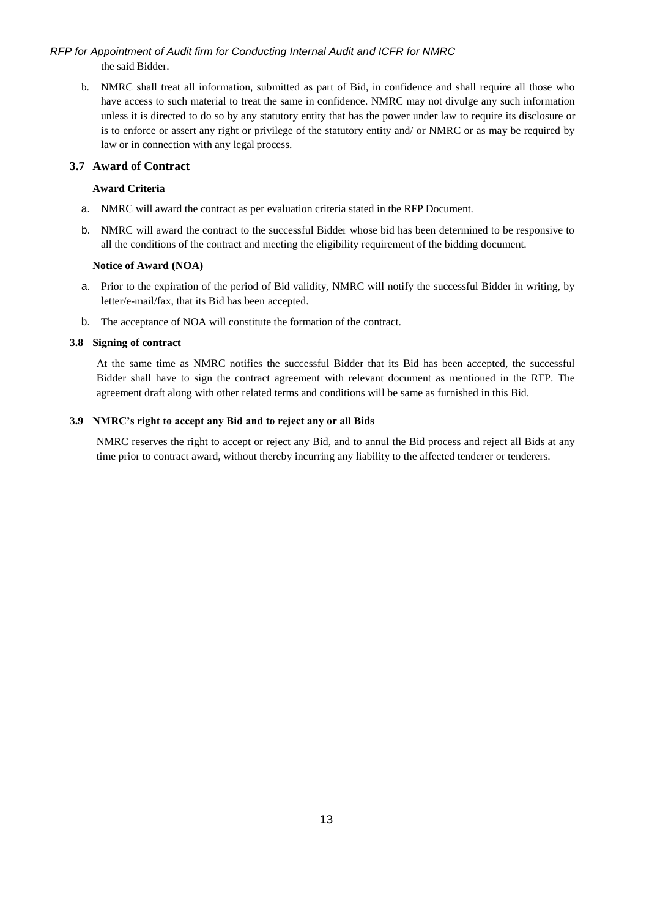the said Bidder.

b. NMRC shall treat all information, submitted as part of Bid, in confidence and shall require all those who have access to such material to treat the same in confidence. NMRC may not divulge any such information unless it is directed to do so by any statutory entity that has the power under law to require its disclosure or is to enforce or assert any right or privilege of the statutory entity and/ or NMRC or as may be required by law or in connection with any legal process.

## 3.7 Award of Contract

**Award Criteria**

a. NMRC will award the contract as per evaluation criteria stated in the RFP Document.

b. NMRC will award the contract to the successful Bidder whose bid has been determined to be responsive to all the conditions of the contract and meeting the eligibility requirement of the bidding document.

**Notice of Award (NOA)**

a. Prior to the expiration of the period of Bid validity, NMRC will notify the successful Bidder in writing, by letter/e-mail/fax, that its Bid has been accepted.

b. The acceptance of NOA will constitute the formation of the contract.

### 3.8 Signing of contract

At the same time as NMRC notifies the successful Bidder that its Bid has been accepted, the successful Bidder shall have to sign the contract agreement with relevant document as mentioned in the RFP. The agreement draft along with other related terms and conditions will be same as furnished in this Bid.

### 3.9 NMRC's right to accept any Bid and to reject any or all Bids

NMRC reserves the right to accept or reject any Bid, and to annul the Bid process and reject all Bids at any time prior to contract award, without thereby incurring any liability to the affected tenderer or tenderers.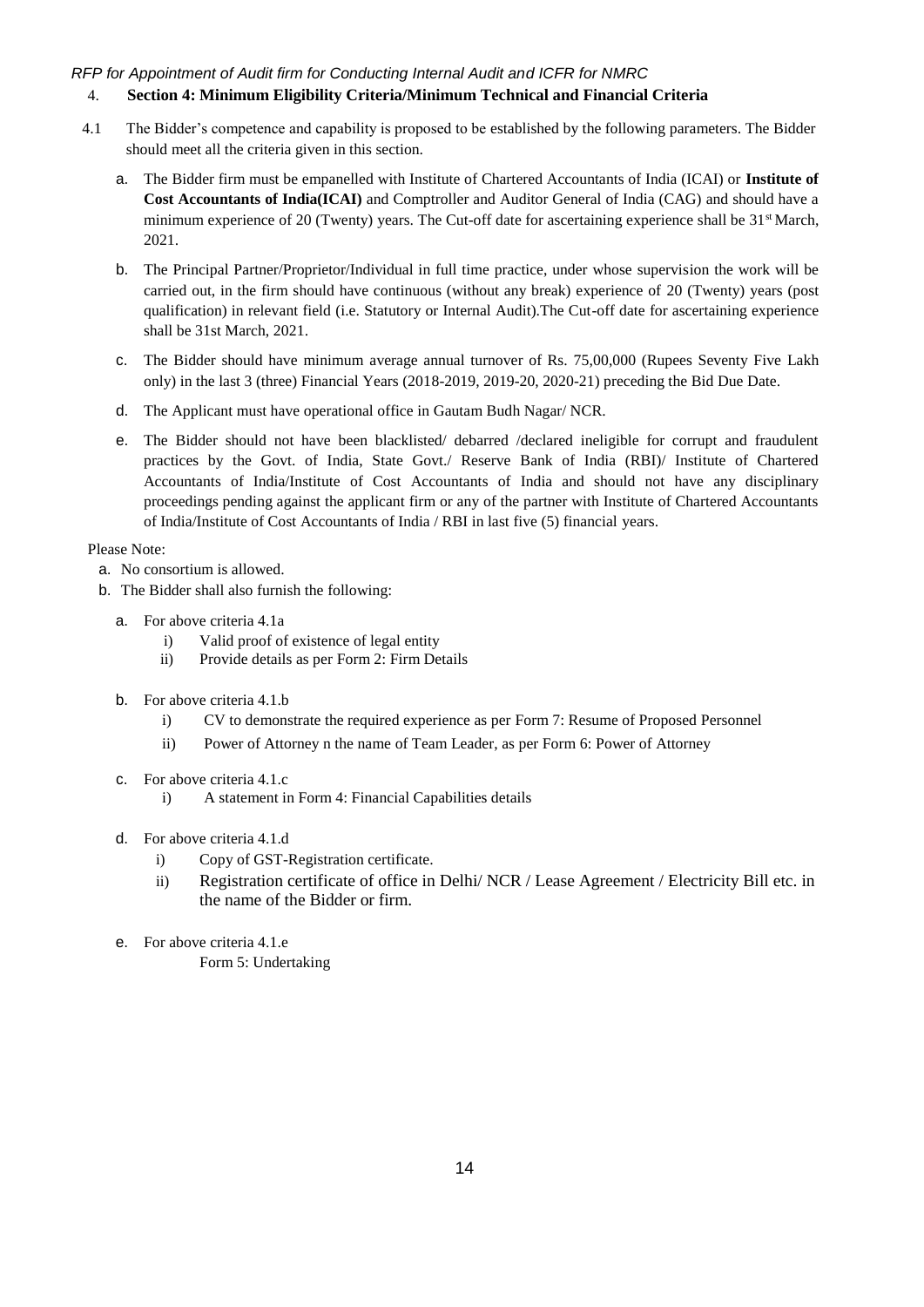## 4. Section 4: Minimum Eligibility Criteria/Minimum Technical and Financial Criteria

4.1 The Bidder's competence and capability is proposed to be established by the following parameters. The Bidder should meet all the criteria given in this section.

a. The Bidder firm must be empanelled with Institute of Chartered Accountants of India (ICAI) or **Institute of Cost Accountants of India(ICAI)** and Comptroller and Auditor General of India (CAG) and should have a minimum experience of 20 (Twenty) years. The Cut-off date for ascertaining experience shall be 31st March, 2021.

b. The Principal Partner/Proprietor/Individual in full time practice, under whose supervision the work will be carried out, in the firm should have continuous (without any break) experience of 20 (Twenty) years (post qualification) in relevant field (i.e. Statutory or Internal Audit).The Cut-off date for ascertaining experience shall be 31st March, 2021.

c. The Bidder should have minimum average annual turnover of Rs. 75,00,000 (Rupees Seventy Five Lakh only) in the last 3 (three) Financial Years (2018-2019, 2019-20, 2020-21) preceding the Bid Due Date.

d. The Applicant must have operational office in Gautam Budh Nagar/ NCR.

e. The Bidder should not have been blacklisted/ debarred /declared ineligible for corrupt and fraudulent practices by the Govt. of India, State Govt./ Reserve Bank of India (RBI)/ Institute of Chartered Accountants of India/Institute of Cost Accountants of India and should not have any disciplinary proceedings pending against the applicant firm or any of the partner with Institute of Chartered Accountants of India/Institute of Cost Accountants of India / RBI in last five (5) financial years.

Please Note:

a. No consortium is allowed.
b. The Bidder shall also furnish the following:
   a. For above criteria 4.1a
      i) Valid proof of existence of legal entity
      ii) Provide details as per Form 2: Firm Details
   b. For above criteria 4.1.b
      i) CV to demonstrate the required experience as per Form 7: Resume of Proposed Personnel
      ii) Power of Attorney n the name of Team Leader, as per Form 6: Power of Attorney
   c. For above criteria 4.1.c
      i) A statement in Form 4: Financial Capabilities details
   d. For above criteria 4.1.d
      i) Copy of GST-Registration certificate.
      ii) Registration certificate of office in Delhi/ NCR / Lease Agreement / Electricity Bill etc. in the name of the Bidder or firm.
   e. For above criteria 4.1.e
      Form 5: Undertaking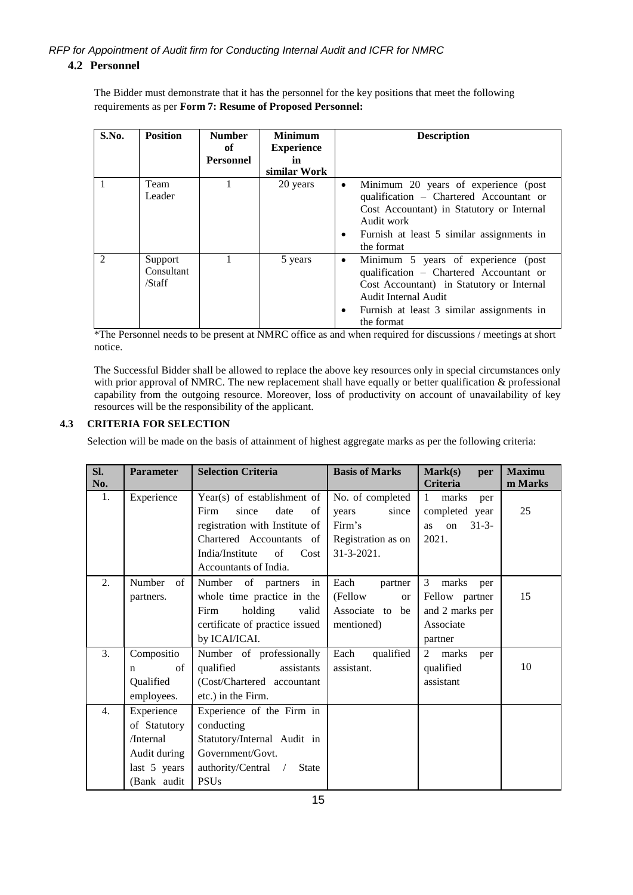### 4.2 Personnel

The Bidder must demonstrate that it has the personnel for the key positions that meet the following requirements as per **Form 7: Resume of Proposed Personnel:**

| S.No. | Position | Number of Personnel | Minimum Experience in similar Work | Description |
|---|---|---|---|---|
| 1 | Team Leader | 1 | 20 years | • Minimum 20 years of experience (post qualification – Chartered Accountant or Cost Accountant) in Statutory or Internal Audit work<br>• Furnish at least 5 similar assignments in the format |
| 2 | Support Consultant /Staff | 1 | 5 years | • Minimum 5 years of experience (post qualification – Chartered Accountant or Cost Accountant) in Statutory or Internal Audit Internal Audit<br>• Furnish at least 3 similar assignments in the format |

*The Personnel needs to be present at NMRC office as and when required for discussions / meetings at short notice.

The Successful Bidder shall be allowed to replace the above key resources only in special circumstances only with prior approval of NMRC. The new replacement shall have equally or better qualification & professional capability from the outgoing resource. Moreover, loss of productivity on account of unavailability of key resources will be the responsibility of the applicant.

### 4.3 CRITERIA FOR SELECTION

Selection will be made on the basis of attainment of highest aggregate marks as per the following criteria:

| Sl. No. | Parameter | Selection Criteria | Basis of Marks | Mark(s) per Criteria | Maximum Marks |
|---|---|---|---|---|---|
| 1. | Experience | Year(s) of establishment of Firm since date of registration with Institute of Chartered Accountants of India/Institute of Cost Accountants of India. | No. of completed years since Firm's Registration as on 31-3-2021. | 1 marks per completed year as on 31-3-2021. | 25 |
| 2. | Number of partners. | Number of partners in whole time practice in the Firm holding valid certificate of practice issued by ICAI/ICAI. | Each partner (Fellow or Associate to be mentioned) | 3 marks per Fellow partner and 2 marks per Associate partner | 15 |
| 3. | Composition of Qualified employees. | Number of professionally qualified assistants (Cost/Chartered accountant etc.) in the Firm. | Each qualified assistant. | 2 marks per qualified assistant | 10 |
| 4. | Experience of Statutory /Internal Audit during last 5 years (Bank audit | Experience of the Firm in conducting Statutory/Internal Audit in Government/Govt. authority/Central / State PSUs | | | |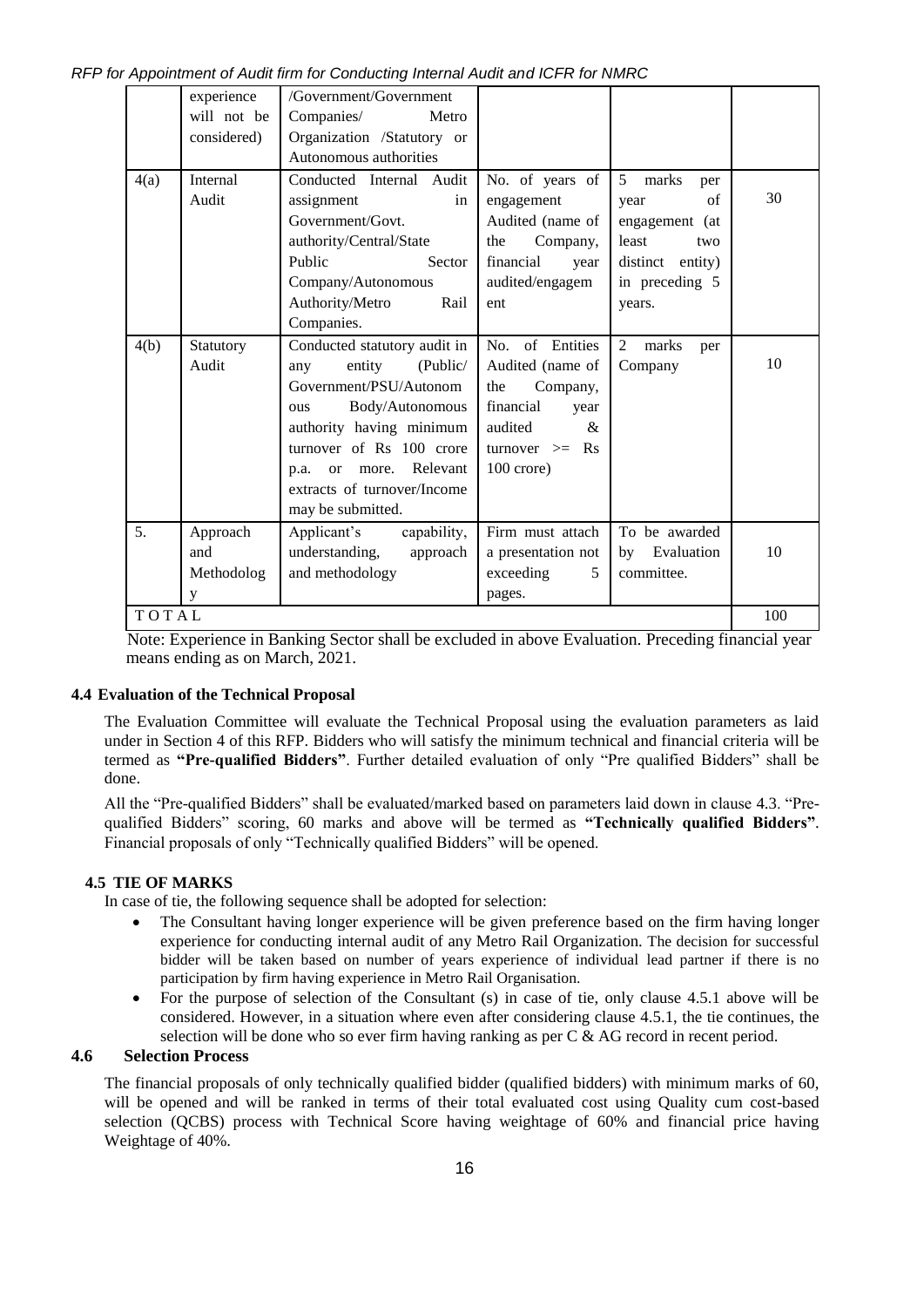|  | experience will not be considered) | /Government/Government Companies/ Metro Organization /Statutory or Autonomous authorities |  |  |  |
|---|---|---|---|---|---|
| 4(a) | Internal Audit | Conducted Internal Audit assignment in Government/Govt. authority/Central/State Public Sector Company/Autonomous Authority/Metro Rail Companies. | No. of years of engagement Audited (name of the Company, financial year audited/engagement | 5 marks per year of engagement (at least two distinct entity) in preceding 5 years. | 30 |
| 4(b) | Statutory Audit | Conducted statutory audit in any entity (Public/ Government/PSU/Autonomous Body/Autonomous authority having minimum turnover of Rs 100 crore p.a. or more. Relevant extracts of turnover/Income may be submitted. | No. of Entities Audited (name of the Company, financial year audited & turnover >= Rs 100 crore) | 2 marks per Company | 10 |
| 5. | Approach and Methodology | Applicant's capability, understanding, approach and methodology | Firm must attach a presentation not exceeding 5 pages. | To be awarded by Evaluation committee. | 10 |
| TOTAL |  |  |  |  | 100 |

Note: Experience in Banking Sector shall be excluded in above Evaluation. Preceding financial year means ending as on March, 2021.

### 4.4 Evaluation of the Technical Proposal

The Evaluation Committee will evaluate the Technical Proposal using the evaluation parameters as laid under in Section 4 of this RFP. Bidders who will satisfy the minimum technical and financial criteria will be termed as **"Pre-qualified Bidders"**. Further detailed evaluation of only "Pre qualified Bidders" shall be done.

All the "Pre-qualified Bidders" shall be evaluated/marked based on parameters laid down in clause 4.3. "Pre-qualified Bidders" scoring, 60 marks and above will be termed as **"Technically qualified Bidders"**. Financial proposals of only "Technically qualified Bidders" will be opened.

### 4.5 TIE OF MARKS

In case of tie, the following sequence shall be adopted for selection:

- The Consultant having longer experience will be given preference based on the firm having longer experience for conducting internal audit of any Metro Rail Organization. The decision for successful bidder will be taken based on number of years experience of individual lead partner if there is no participation by firm having experience in Metro Rail Organisation.
- For the purpose of selection of the Consultant (s) in case of tie, only clause 4.5.1 above will be considered. However, in a situation where even after considering clause 4.5.1, the tie continues, the selection will be done who so ever firm having ranking as per C & AG record in recent period.

### 4.6 Selection Process

The financial proposals of only technically qualified bidder (qualified bidders) with minimum marks of 60, will be opened and will be ranked in terms of their total evaluated cost using Quality cum cost-based selection (QCBS) process with Technical Score having weightage of 60% and financial price having Weightage of 40%.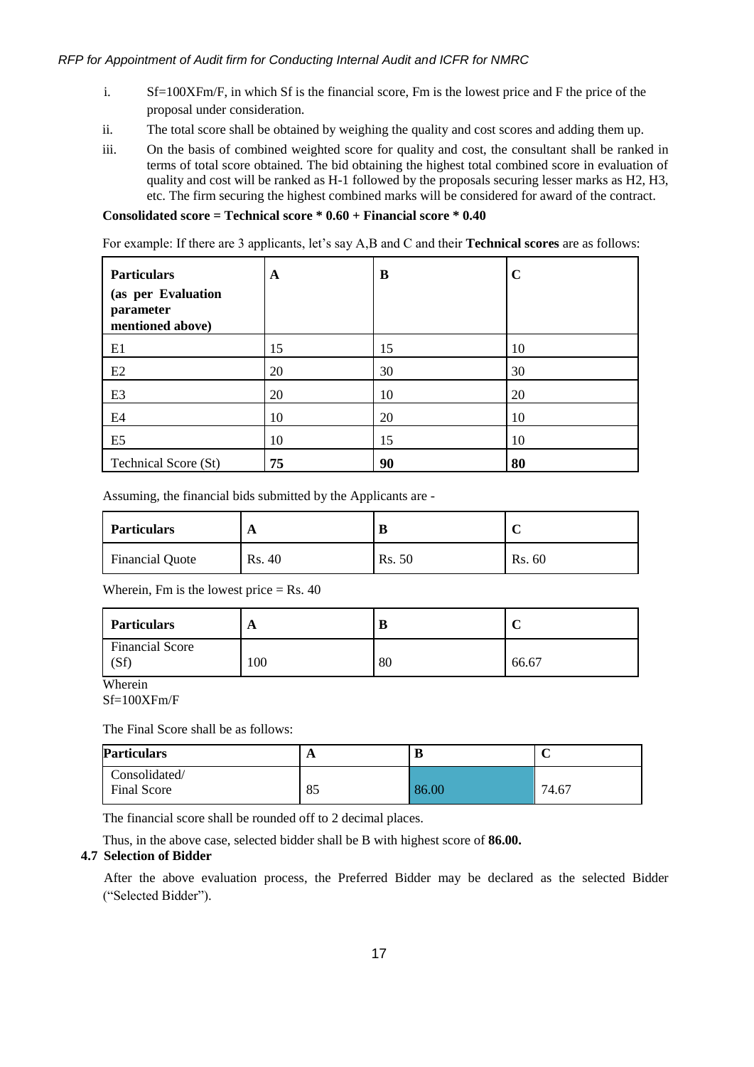i. Sf=100XFm/F, in which Sf is the financial score, Fm is the lowest price and F the price of the proposal under consideration.

ii. The total score shall be obtained by weighing the quality and cost scores and adding them up.

iii. On the basis of combined weighted score for quality and cost, the consultant shall be ranked in terms of total score obtained. The bid obtaining the highest total combined score in evaluation of quality and cost will be ranked as H-1 followed by the proposals securing lesser marks as H2, H3, etc. The firm securing the highest combined marks will be considered for award of the contract.

**Consolidated score = Technical score * 0.60 + Financial score * 0.40**

For example: If there are 3 applicants, let's say A,B and C and their **Technical scores** are as follows:

| **Particulars (as per Evaluation parameter mentioned above)** | **A** | **B** | **C** |
|---|---|---|---|
| E1 | 15 | 15 | 10 |
| E2 | 20 | 30 | 30 |
| E3 | 20 | 10 | 20 |
| E4 | 10 | 20 | 10 |
| E5 | 10 | 15 | 10 |
| Technical Score (St) | **75** | **90** | **80** |

Assuming, the financial bids submitted by the Applicants are -

| **Particulars** | **A** | **B** | **C** |
|---|---|---|---|
| Financial Quote | Rs. 40 | Rs. 50 | Rs. 60 |

Wherein, Fm is the lowest price = Rs. 40

| **Particulars** | **A** | **B** | **C** |
|---|---|---|---|
| Financial Score (Sf) | 100 | 80 | 66.67 |

Wherein
Sf=100XFm/F

The Final Score shall be as follows:

| **Particulars** | **A** | **B** | **C** |
|---|---|---|---|
| Consolidated/ Final Score | 85 | 86.00 | 74.67 |

The financial score shall be rounded off to 2 decimal places.

Thus, in the above case, selected bidder shall be B with highest score of **86.00.**

### 4.7 Selection of Bidder

After the above evaluation process, the Preferred Bidder may be declared as the selected Bidder ("Selected Bidder").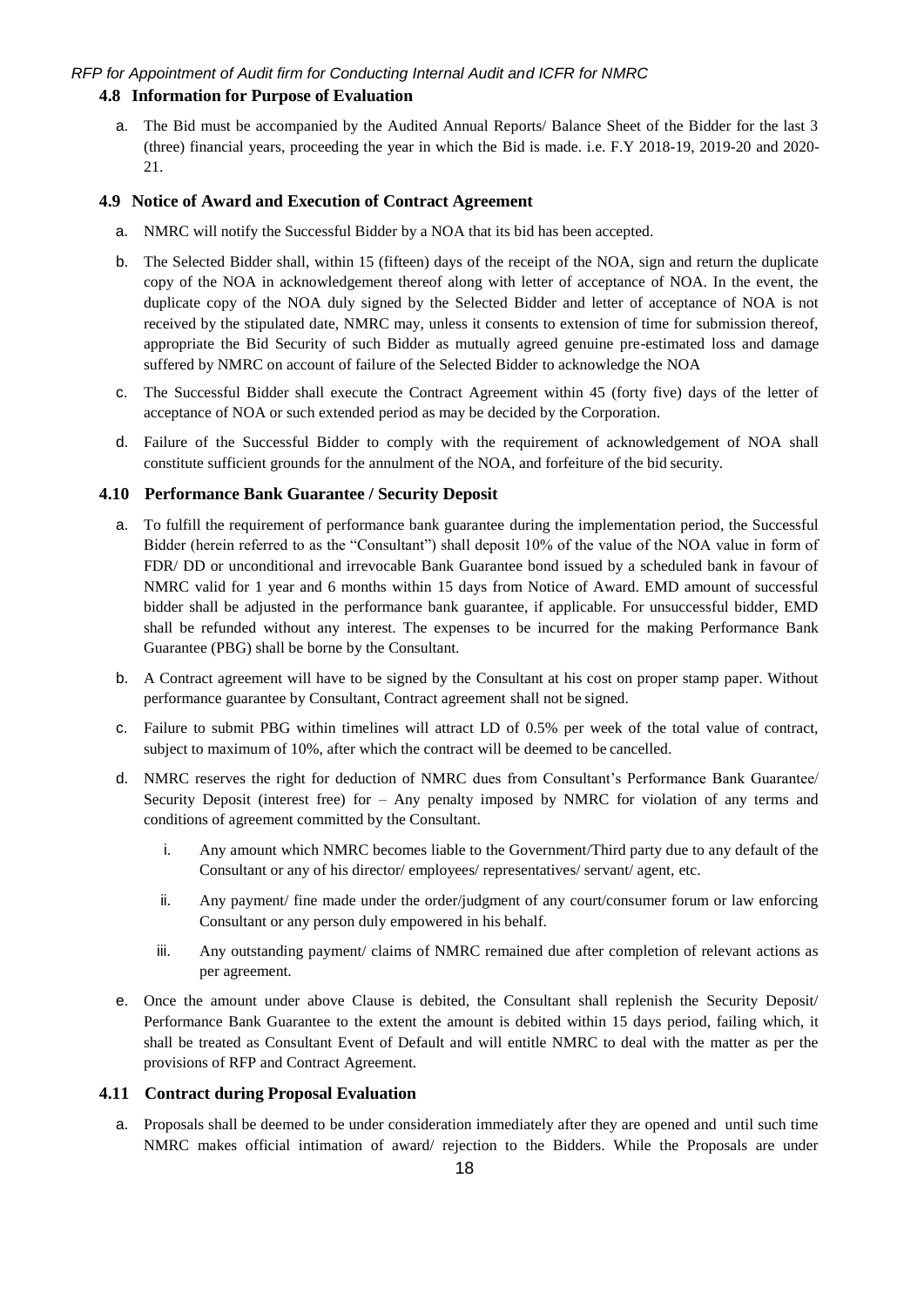### 4.8 Information for Purpose of Evaluation

a. The Bid must be accompanied by the Audited Annual Reports/ Balance Sheet of the Bidder for the last 3 (three) financial years, proceeding the year in which the Bid is made. i.e. F.Y 2018-19, 2019-20 and 2020-21.

### 4.9 Notice of Award and Execution of Contract Agreement

a. NMRC will notify the Successful Bidder by a NOA that its bid has been accepted.

b. The Selected Bidder shall, within 15 (fifteen) days of the receipt of the NOA, sign and return the duplicate copy of the NOA in acknowledgement thereof along with letter of acceptance of NOA. In the event, the duplicate copy of the NOA duly signed by the Selected Bidder and letter of acceptance of NOA is not received by the stipulated date, NMRC may, unless it consents to extension of time for submission thereof, appropriate the Bid Security of such Bidder as mutually agreed genuine pre-estimated loss and damage suffered by NMRC on account of failure of the Selected Bidder to acknowledge the NOA

c. The Successful Bidder shall execute the Contract Agreement within 45 (forty five) days of the letter of acceptance of NOA or such extended period as may be decided by the Corporation.

d. Failure of the Successful Bidder to comply with the requirement of acknowledgement of NOA shall constitute sufficient grounds for the annulment of the NOA, and forfeiture of the bid security.

### 4.10 Performance Bank Guarantee / Security Deposit

a. To fulfill the requirement of performance bank guarantee during the implementation period, the Successful Bidder (herein referred to as the "Consultant") shall deposit 10% of the value of the NOA value in form of FDR/ DD or unconditional and irrevocable Bank Guarantee bond issued by a scheduled bank in favour of NMRC valid for 1 year and 6 months within 15 days from Notice of Award. EMD amount of successful bidder shall be adjusted in the performance bank guarantee, if applicable. For unsuccessful bidder, EMD shall be refunded without any interest. The expenses to be incurred for the making Performance Bank Guarantee (PBG) shall be borne by the Consultant.

b. A Contract agreement will have to be signed by the Consultant at his cost on proper stamp paper. Without performance guarantee by Consultant, Contract agreement shall not be signed.

c. Failure to submit PBG within timelines will attract LD of 0.5% per week of the total value of contract, subject to maximum of 10%, after which the contract will be deemed to be cancelled.

d. NMRC reserves the right for deduction of NMRC dues from Consultant's Performance Bank Guarantee/ Security Deposit (interest free) for – Any penalty imposed by NMRC for violation of any terms and conditions of agreement committed by the Consultant.

   i. Any amount which NMRC becomes liable to the Government/Third party due to any default of the Consultant or any of his director/ employees/ representatives/ servant/ agent, etc.

   ii. Any payment/ fine made under the order/judgment of any court/consumer forum or law enforcing Consultant or any person duly empowered in his behalf.

   iii. Any outstanding payment/ claims of NMRC remained due after completion of relevant actions as per agreement.

e. Once the amount under above Clause is debited, the Consultant shall replenish the Security Deposit/ Performance Bank Guarantee to the extent the amount is debited within 15 days period, failing which, it shall be treated as Consultant Event of Default and will entitle NMRC to deal with the matter as per the provisions of RFP and Contract Agreement.

### 4.11 Contract during Proposal Evaluation

a. Proposals shall be deemed to be under consideration immediately after they are opened and until such time NMRC makes official intimation of award/ rejection to the Bidders. While the Proposals are under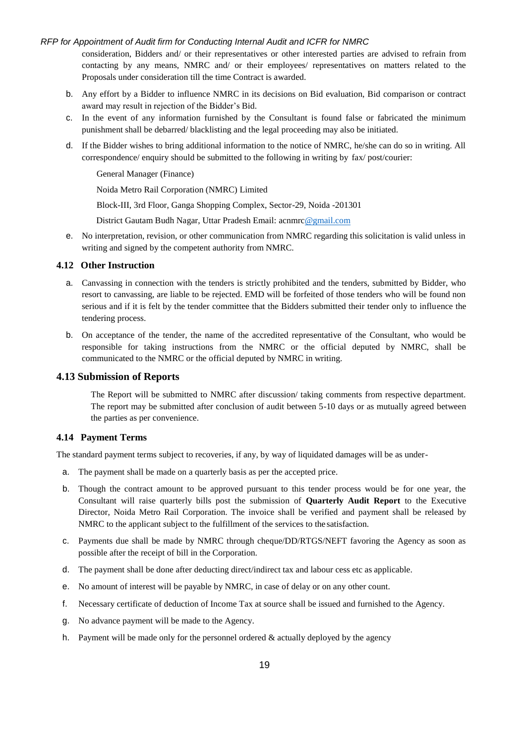consideration, Bidders and/ or their representatives or other interested parties are advised to refrain from contacting by any means, NMRC and/ or their employees/ representatives on matters related to the Proposals under consideration till the time Contract is awarded.

b. Any effort by a Bidder to influence NMRC in its decisions on Bid evaluation, Bid comparison or contract award may result in rejection of the Bidder's Bid.

c. In the event of any information furnished by the Consultant is found false or fabricated the minimum punishment shall be debarred/ blacklisting and the legal proceeding may also be initiated.

d. If the Bidder wishes to bring additional information to the notice of NMRC, he/she can do so in writing. All correspondence/ enquiry should be submitted to the following in writing by fax/ post/courier:

   General Manager (Finance)

   Noida Metro Rail Corporation (NMRC) Limited

   Block-III, 3rd Floor, Ganga Shopping Complex, Sector-29, Noida -201301

   District Gautam Budh Nagar, Uttar Pradesh Email: acnmrc@gmail.com

e. No interpretation, revision, or other communication from NMRC regarding this solicitation is valid unless in writing and signed by the competent authority from NMRC.

### 4.12 Other Instruction

a. Canvassing in connection with the tenders is strictly prohibited and the tenders, submitted by Bidder, who resort to canvassing, are liable to be rejected. EMD will be forfeited of those tenders who will be found non serious and if it is felt by the tender committee that the Bidders submitted their tender only to influence the tendering process.

b. On acceptance of the tender, the name of the accredited representative of the Consultant, who would be responsible for taking instructions from the NMRC or the official deputed by NMRC, shall be communicated to the NMRC or the official deputed by NMRC in writing.

### 4.13 Submission of Reports

The Report will be submitted to NMRC after discussion/ taking comments from respective department. The report may be submitted after conclusion of audit between 5-10 days or as mutually agreed between the parties as per convenience.

### 4.14 Payment Terms

The standard payment terms subject to recoveries, if any, by way of liquidated damages will be as under-

a. The payment shall be made on a quarterly basis as per the accepted price.

b. Though the contract amount to be approved pursuant to this tender process would be for one year, the Consultant will raise quarterly bills post the submission of **Quarterly Audit Report** to the Executive Director, Noida Metro Rail Corporation. The invoice shall be verified and payment shall be released by NMRC to the applicant subject to the fulfillment of the services to the satisfaction.

c. Payments due shall be made by NMRC through cheque/DD/RTGS/NEFT favoring the Agency as soon as possible after the receipt of bill in the Corporation.

d. The payment shall be done after deducting direct/indirect tax and labour cess etc as applicable.

e. No amount of interest will be payable by NMRC, in case of delay or on any other count.

f. Necessary certificate of deduction of Income Tax at source shall be issued and furnished to the Agency.

g. No advance payment will be made to the Agency.

h. Payment will be made only for the personnel ordered & actually deployed by the agency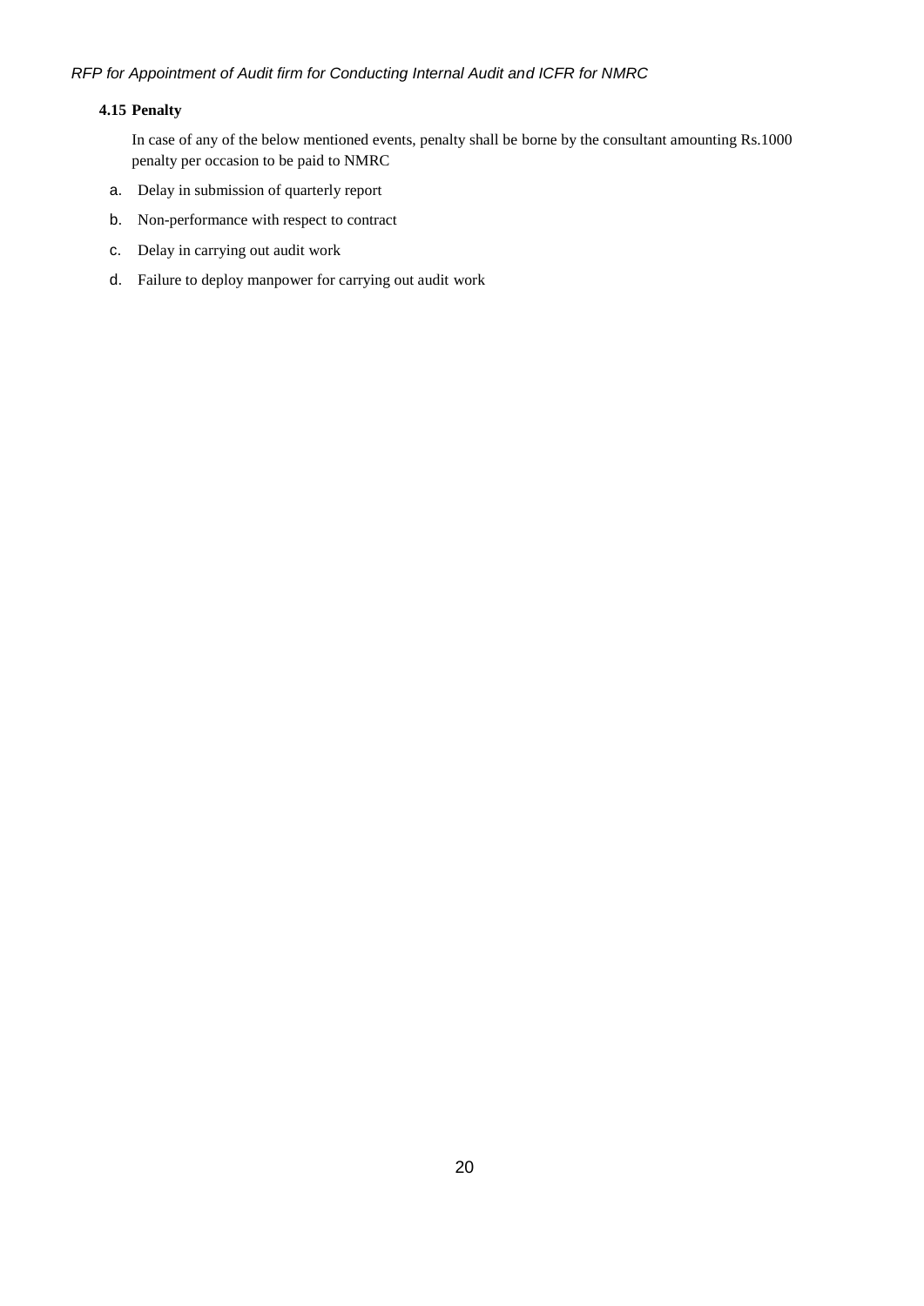### 4.15 Penalty

In case of any of the below mentioned events, penalty shall be borne by the consultant amounting Rs.1000 penalty per occasion to be paid to NMRC

a. Delay in submission of quarterly report
b. Non-performance with respect to contract
c. Delay in carrying out audit work
d. Failure to deploy manpower for carrying out audit work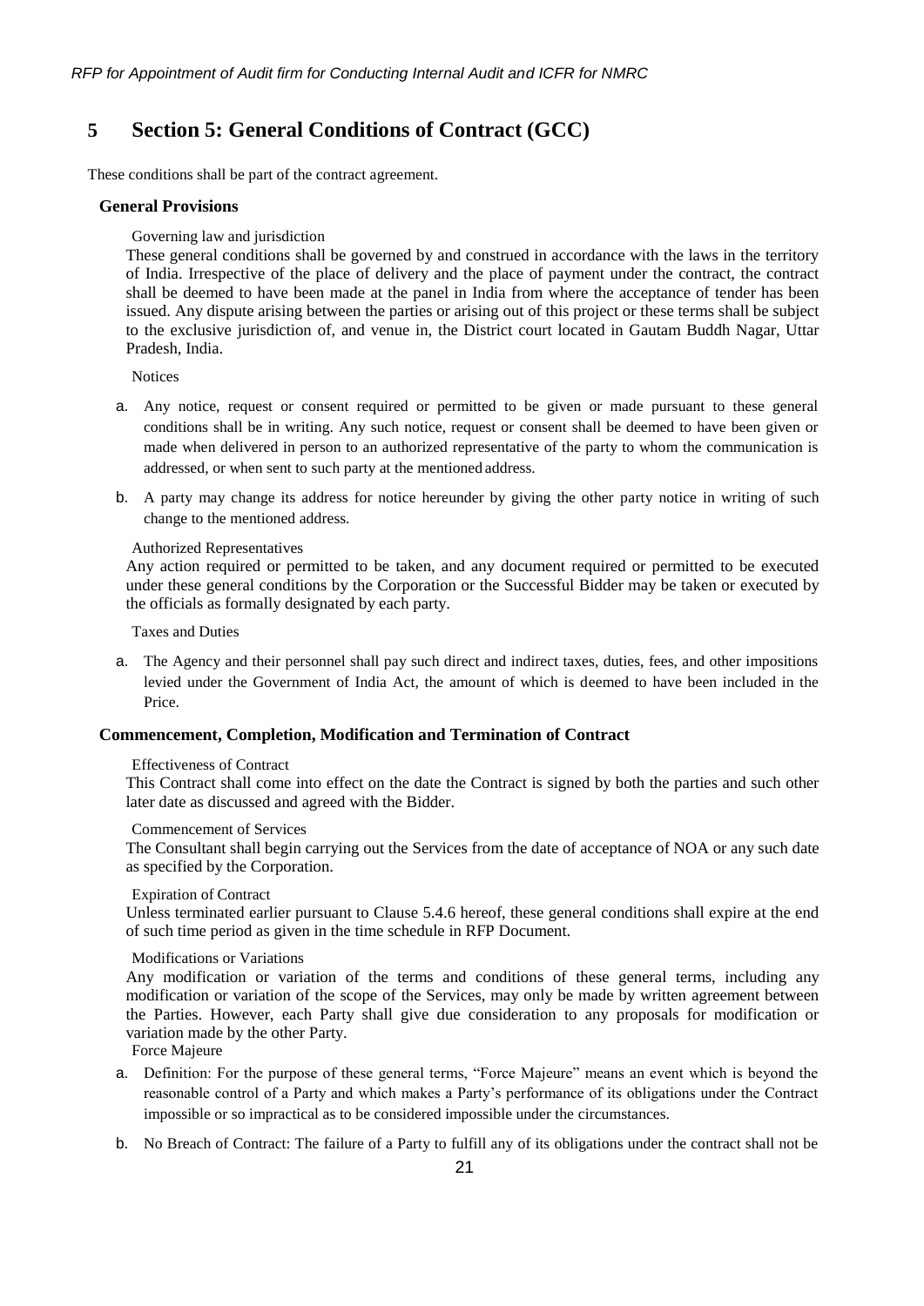# 5 Section 5: General Conditions of Contract (GCC)

These conditions shall be part of the contract agreement.

### General Provisions

Governing law and jurisdiction

These general conditions shall be governed by and construed in accordance with the laws in the territory of India. Irrespective of the place of delivery and the place of payment under the contract, the contract shall be deemed to have been made at the panel in India from where the acceptance of tender has been issued. Any dispute arising between the parties or arising out of this project or these terms shall be subject to the exclusive jurisdiction of, and venue in, the District court located in Gautam Buddh Nagar, Uttar Pradesh, India.

Notices

a. Any notice, request or consent required or permitted to be given or made pursuant to these general conditions shall be in writing. Any such notice, request or consent shall be deemed to have been given or made when delivered in person to an authorized representative of the party to whom the communication is addressed, or when sent to such party at the mentioned address.

b. A party may change its address for notice hereunder by giving the other party notice in writing of such change to the mentioned address.

Authorized Representatives

Any action required or permitted to be taken, and any document required or permitted to be executed under these general conditions by the Corporation or the Successful Bidder may be taken or executed by the officials as formally designated by each party.

Taxes and Duties

a. The Agency and their personnel shall pay such direct and indirect taxes, duties, fees, and other impositions levied under the Government of India Act, the amount of which is deemed to have been included in the Price.

### Commencement, Completion, Modification and Termination of Contract

Effectiveness of Contract

This Contract shall come into effect on the date the Contract is signed by both the parties and such other later date as discussed and agreed with the Bidder.

Commencement of Services

The Consultant shall begin carrying out the Services from the date of acceptance of NOA or any such date as specified by the Corporation.

Expiration of Contract

Unless terminated earlier pursuant to Clause 5.4.6 hereof, these general conditions shall expire at the end of such time period as given in the time schedule in RFP Document.

Modifications or Variations

Any modification or variation of the terms and conditions of these general terms, including any modification or variation of the scope of the Services, may only be made by written agreement between the Parties. However, each Party shall give due consideration to any proposals for modification or variation made by the other Party.

Force Majeure

a. Definition: For the purpose of these general terms, "Force Majeure" means an event which is beyond the reasonable control of a Party and which makes a Party's performance of its obligations under the Contract impossible or so impractical as to be considered impossible under the circumstances.

b. No Breach of Contract: The failure of a Party to fulfill any of its obligations under the contract shall not be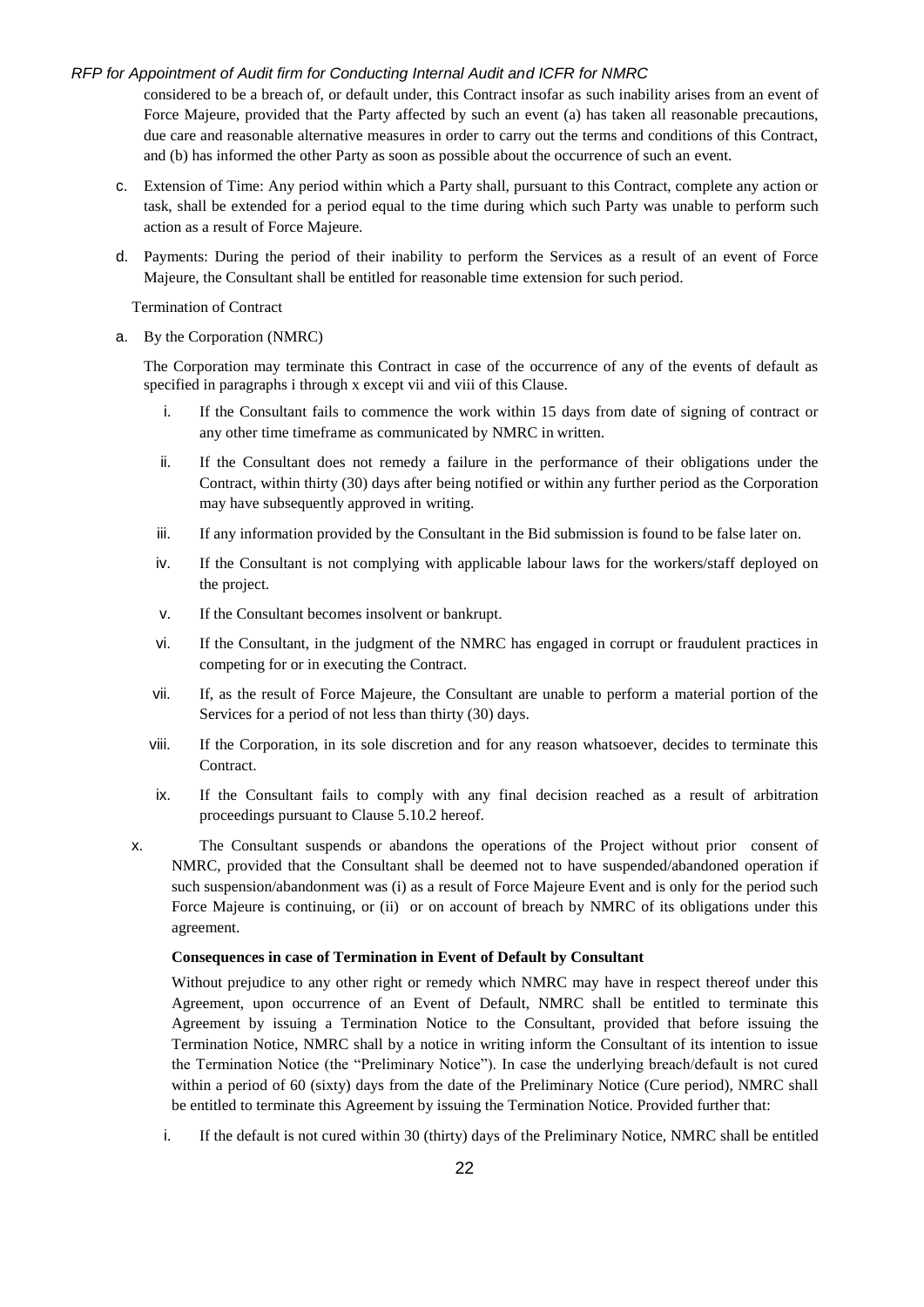considered to be a breach of, or default under, this Contract insofar as such inability arises from an event of Force Majeure, provided that the Party affected by such an event (a) has taken all reasonable precautions, due care and reasonable alternative measures in order to carry out the terms and conditions of this Contract, and (b) has informed the other Party as soon as possible about the occurrence of such an event.

c. Extension of Time: Any period within which a Party shall, pursuant to this Contract, complete any action or task, shall be extended for a period equal to the time during which such Party was unable to perform such action as a result of Force Majeure.

d. Payments: During the period of their inability to perform the Services as a result of an event of Force Majeure, the Consultant shall be entitled for reasonable time extension for such period.

Termination of Contract

a. By the Corporation (NMRC)

The Corporation may terminate this Contract in case of the occurrence of any of the events of default as specified in paragraphs i through x except vii and viii of this Clause.

i. If the Consultant fails to commence the work within 15 days from date of signing of contract or any other time timeframe as communicated by NMRC in written.

ii. If the Consultant does not remedy a failure in the performance of their obligations under the Contract, within thirty (30) days after being notified or within any further period as the Corporation may have subsequently approved in writing.

iii. If any information provided by the Consultant in the Bid submission is found to be false later on.

iv. If the Consultant is not complying with applicable labour laws for the workers/staff deployed on the project.

v. If the Consultant becomes insolvent or bankrupt.

vi. If the Consultant, in the judgment of the NMRC has engaged in corrupt or fraudulent practices in competing for or in executing the Contract.

vii. If, as the result of Force Majeure, the Consultant are unable to perform a material portion of the Services for a period of not less than thirty (30) days.

viii. If the Corporation, in its sole discretion and for any reason whatsoever, decides to terminate this Contract.

ix. If the Consultant fails to comply with any final decision reached as a result of arbitration proceedings pursuant to Clause 5.10.2 hereof.

x. The Consultant suspends or abandons the operations of the Project without prior consent of NMRC, provided that the Consultant shall be deemed not to have suspended/abandoned operation if such suspension/abandonment was (i) as a result of Force Majeure Event and is only for the period such Force Majeure is continuing, or (ii) or on account of breach by NMRC of its obligations under this agreement.

**Consequences in case of Termination in Event of Default by Consultant**

Without prejudice to any other right or remedy which NMRC may have in respect thereof under this Agreement, upon occurrence of an Event of Default, NMRC shall be entitled to terminate this Agreement by issuing a Termination Notice to the Consultant, provided that before issuing the Termination Notice, NMRC shall by a notice in writing inform the Consultant of its intention to issue the Termination Notice (the "Preliminary Notice"). In case the underlying breach/default is not cured within a period of 60 (sixty) days from the date of the Preliminary Notice (Cure period), NMRC shall be entitled to terminate this Agreement by issuing the Termination Notice. Provided further that:

i. If the default is not cured within 30 (thirty) days of the Preliminary Notice, NMRC shall be entitled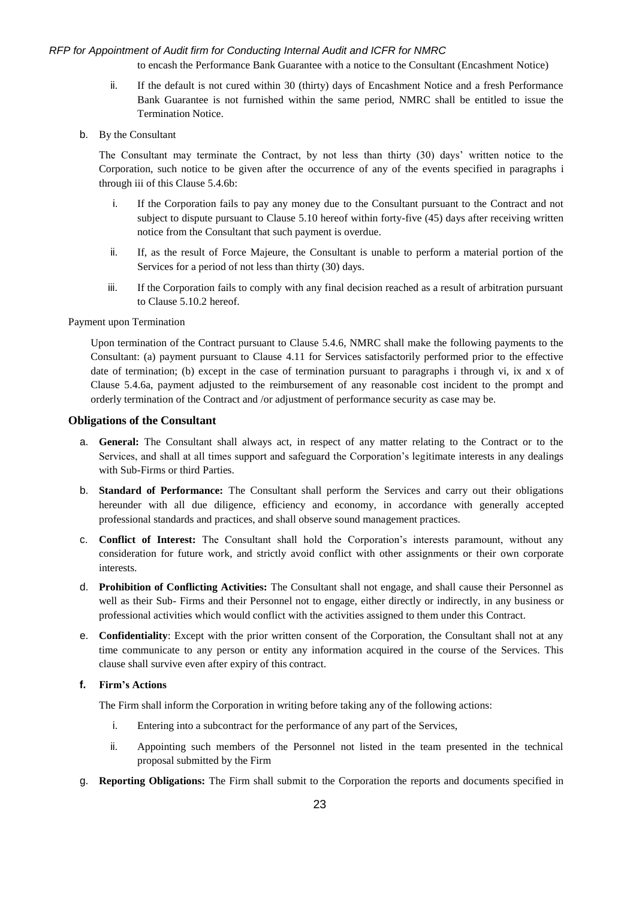to encash the Performance Bank Guarantee with a notice to the Consultant (Encashment Notice)

ii. If the default is not cured within 30 (thirty) days of Encashment Notice and a fresh Performance Bank Guarantee is not furnished within the same period, NMRC shall be entitled to issue the Termination Notice.

b. By the Consultant

The Consultant may terminate the Contract, by not less than thirty (30) days' written notice to the Corporation, such notice to be given after the occurrence of any of the events specified in paragraphs i through iii of this Clause 5.4.6b:

i. If the Corporation fails to pay any money due to the Consultant pursuant to the Contract and not subject to dispute pursuant to Clause 5.10 hereof within forty-five (45) days after receiving written notice from the Consultant that such payment is overdue.

ii. If, as the result of Force Majeure, the Consultant is unable to perform a material portion of the Services for a period of not less than thirty (30) days.

iii. If the Corporation fails to comply with any final decision reached as a result of arbitration pursuant to Clause 5.10.2 hereof.

Payment upon Termination

Upon termination of the Contract pursuant to Clause 5.4.6, NMRC shall make the following payments to the Consultant: (a) payment pursuant to Clause 4.11 for Services satisfactorily performed prior to the effective date of termination; (b) except in the case of termination pursuant to paragraphs i through vi, ix and x of Clause 5.4.6a, payment adjusted to the reimbursement of any reasonable cost incident to the prompt and orderly termination of the Contract and /or adjustment of performance security as case may be.

### Obligations of the Consultant

a. **General:** The Consultant shall always act, in respect of any matter relating to the Contract or to the Services, and shall at all times support and safeguard the Corporation's legitimate interests in any dealings with Sub-Firms or third Parties.

b. **Standard of Performance:** The Consultant shall perform the Services and carry out their obligations hereunder with all due diligence, efficiency and economy, in accordance with generally accepted professional standards and practices, and shall observe sound management practices.

c. **Conflict of Interest:** The Consultant shall hold the Corporation's interests paramount, without any consideration for future work, and strictly avoid conflict with other assignments or their own corporate interests.

d. **Prohibition of Conflicting Activities:** The Consultant shall not engage, and shall cause their Personnel as well as their Sub- Firms and their Personnel not to engage, either directly or indirectly, in any business or professional activities which would conflict with the activities assigned to them under this Contract.

e. **Confidentiality**: Except with the prior written consent of the Corporation, the Consultant shall not at any time communicate to any person or entity any information acquired in the course of the Services. This clause shall survive even after expiry of this contract.

f. **Firm's Actions**

The Firm shall inform the Corporation in writing before taking any of the following actions:

i. Entering into a subcontract for the performance of any part of the Services,

ii. Appointing such members of the Personnel not listed in the team presented in the technical proposal submitted by the Firm

g. **Reporting Obligations:** The Firm shall submit to the Corporation the reports and documents specified in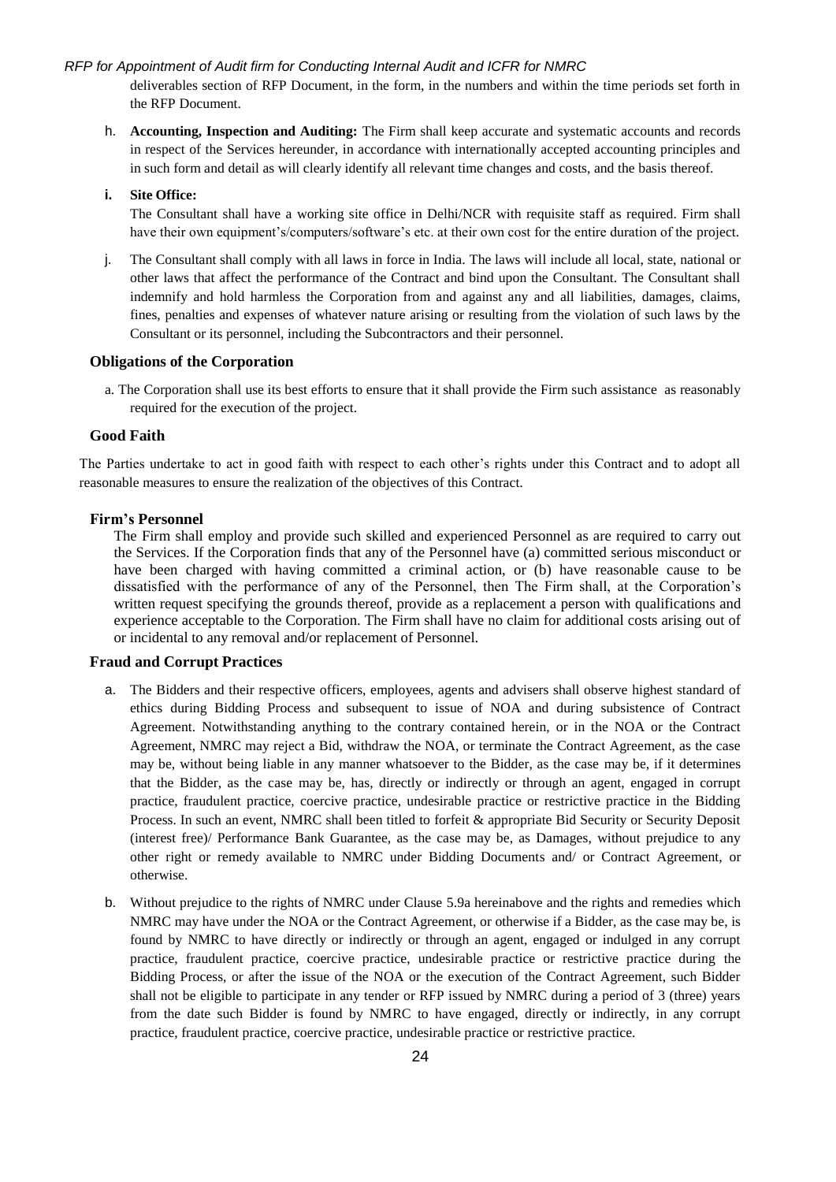deliverables section of RFP Document, in the form, in the numbers and within the time periods set forth in the RFP Document.

h. **Accounting, Inspection and Auditing:** The Firm shall keep accurate and systematic accounts and records in respect of the Services hereunder, in accordance with internationally accepted accounting principles and in such form and detail as will clearly identify all relevant time changes and costs, and the basis thereof.

i. **Site Office:**

The Consultant shall have a working site office in Delhi/NCR with requisite staff as required. Firm shall have their own equipment's/computers/software's etc. at their own cost for the entire duration of the project.

j. The Consultant shall comply with all laws in force in India. The laws will include all local, state, national or other laws that affect the performance of the Contract and bind upon the Consultant. The Consultant shall indemnify and hold harmless the Corporation from and against any and all liabilities, damages, claims, fines, penalties and expenses of whatever nature arising or resulting from the violation of such laws by the Consultant or its personnel, including the Subcontractors and their personnel.

### Obligations of the Corporation

a. The Corporation shall use its best efforts to ensure that it shall provide the Firm such assistance as reasonably required for the execution of the project.

### Good Faith

The Parties undertake to act in good faith with respect to each other's rights under this Contract and to adopt all reasonable measures to ensure the realization of the objectives of this Contract.

### Firm's Personnel

The Firm shall employ and provide such skilled and experienced Personnel as are required to carry out the Services. If the Corporation finds that any of the Personnel have (a) committed serious misconduct or have been charged with having committed a criminal action, or (b) have reasonable cause to be dissatisfied with the performance of any of the Personnel, then The Firm shall, at the Corporation's written request specifying the grounds thereof, provide as a replacement a person with qualifications and experience acceptable to the Corporation. The Firm shall have no claim for additional costs arising out of or incidental to any removal and/or replacement of Personnel.

### Fraud and Corrupt Practices

a. The Bidders and their respective officers, employees, agents and advisers shall observe highest standard of ethics during Bidding Process and subsequent to issue of NOA and during subsistence of Contract Agreement. Notwithstanding anything to the contrary contained herein, or in the NOA or the Contract Agreement, NMRC may reject a Bid, withdraw the NOA, or terminate the Contract Agreement, as the case may be, without being liable in any manner whatsoever to the Bidder, as the case may be, if it determines that the Bidder, as the case may be, has, directly or indirectly or through an agent, engaged in corrupt practice, fraudulent practice, coercive practice, undesirable practice or restrictive practice in the Bidding Process. In such an event, NMRC shall been titled to forfeit & appropriate Bid Security or Security Deposit (interest free)/ Performance Bank Guarantee, as the case may be, as Damages, without prejudice to any other right or remedy available to NMRC under Bidding Documents and/ or Contract Agreement, or otherwise.

b. Without prejudice to the rights of NMRC under Clause 5.9a hereinabove and the rights and remedies which NMRC may have under the NOA or the Contract Agreement, or otherwise if a Bidder, as the case may be, is found by NMRC to have directly or indirectly or through an agent, engaged or indulged in any corrupt practice, fraudulent practice, coercive practice, undesirable practice or restrictive practice during the Bidding Process, or after the issue of the NOA or the execution of the Contract Agreement, such Bidder shall not be eligible to participate in any tender or RFP issued by NMRC during a period of 3 (three) years from the date such Bidder is found by NMRC to have engaged, directly or indirectly, in any corrupt practice, fraudulent practice, coercive practice, undesirable practice or restrictive practice.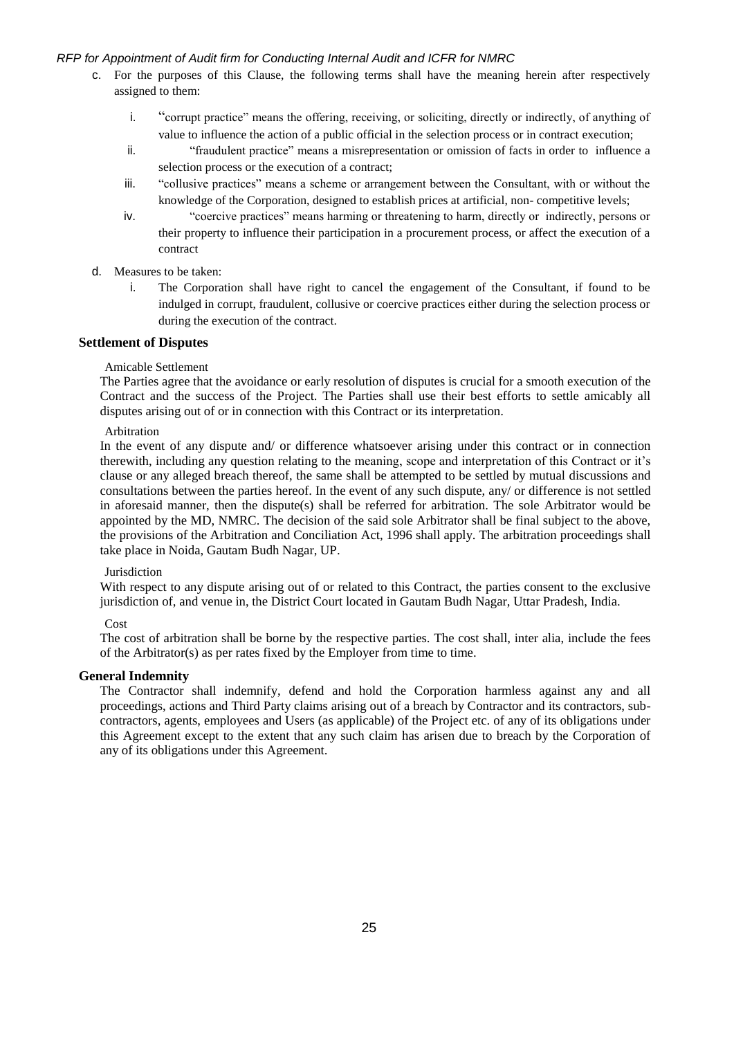c. For the purposes of this Clause, the following terms shall have the meaning herein after respectively assigned to them:

   i. "corrupt practice" means the offering, receiving, or soliciting, directly or indirectly, of anything of value to influence the action of a public official in the selection process or in contract execution;
   ii. "fraudulent practice" means a misrepresentation or omission of facts in order to influence a selection process or the execution of a contract;
   iii. "collusive practices" means a scheme or arrangement between the Consultant, with or without the knowledge of the Corporation, designed to establish prices at artificial, non- competitive levels;
   iv. "coercive practices" means harming or threatening to harm, directly or indirectly, persons or their property to influence their participation in a procurement process, or affect the execution of a contract

d. Measures to be taken:

   i. The Corporation shall have right to cancel the engagement of the Consultant, if found to be indulged in corrupt, fraudulent, collusive or coercive practices either during the selection process or during the execution of the contract.

**Settlement of Disputes**

Amicable Settlement

The Parties agree that the avoidance or early resolution of disputes is crucial for a smooth execution of the Contract and the success of the Project. The Parties shall use their best efforts to settle amicably all disputes arising out of or in connection with this Contract or its interpretation.

Arbitration

In the event of any dispute and/ or difference whatsoever arising under this contract or in connection therewith, including any question relating to the meaning, scope and interpretation of this Contract or it's clause or any alleged breach thereof, the same shall be attempted to be settled by mutual discussions and consultations between the parties hereof. In the event of any such dispute, any/ or difference is not settled in aforesaid manner, then the dispute(s) shall be referred for arbitration. The sole Arbitrator would be appointed by the MD, NMRC. The decision of the said sole Arbitrator shall be final subject to the above, the provisions of the Arbitration and Conciliation Act, 1996 shall apply. The arbitration proceedings shall take place in Noida, Gautam Budh Nagar, UP.

Jurisdiction

With respect to any dispute arising out of or related to this Contract, the parties consent to the exclusive jurisdiction of, and venue in, the District Court located in Gautam Budh Nagar, Uttar Pradesh, India.

Cost

The cost of arbitration shall be borne by the respective parties. The cost shall, inter alia, include the fees of the Arbitrator(s) as per rates fixed by the Employer from time to time.

**General Indemnity**

The Contractor shall indemnify, defend and hold the Corporation harmless against any and all proceedings, actions and Third Party claims arising out of a breach by Contractor and its contractors, sub-contractors, agents, employees and Users (as applicable) of the Project etc. of any of its obligations under this Agreement except to the extent that any such claim has arisen due to breach by the Corporation of any of its obligations under this Agreement.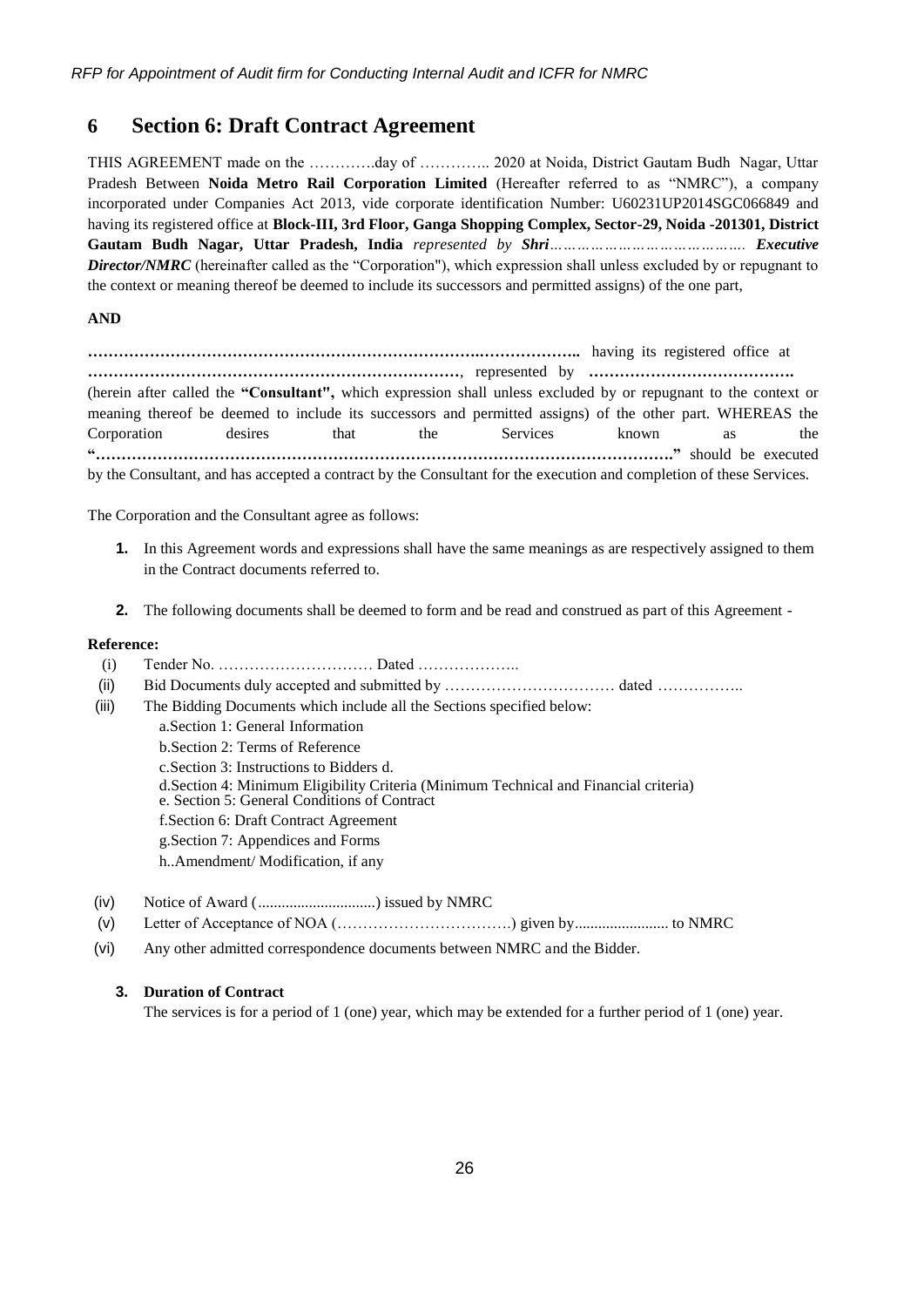# 6 Section 6: Draft Contract Agreement

THIS AGREEMENT made on the ………….day of ………….. 2020 at Noida, District Gautam Budh Nagar, Uttar Pradesh Between **Noida Metro Rail Corporation Limited** (Hereafter referred to as "NMRC"), a company incorporated under Companies Act 2013, vide corporate identification Number: U60231UP2014SGC066849 and having its registered office at **Block-III, 3rd Floor, Ganga Shopping Complex, Sector-29, Noida -201301, District Gautam Budh Nagar, Uttar Pradesh, India** *represented by* ***Shri****…………………………………….* ***Executive Director/NMRC*** (hereinafter called as the "Corporation"), which expression shall unless excluded by or repugnant to the context or meaning thereof be deemed to include its successors and permitted assigns) of the one part,

**AND**

**……………………………………………………………………….………………..** having its registered office at **………………………………………………………………**, represented by **………………………………….** (herein after called the **"Consultant",** which expression shall unless excluded by or repugnant to the context or meaning thereof be deemed to include its successors and permitted assigns) of the other part. WHEREAS the Corporation desires that the Services known as the **"…………………………………………………………………………………………………."** should be executed by the Consultant, and has accepted a contract by the Consultant for the execution and completion of these Services.

The Corporation and the Consultant agree as follows:

1. In this Agreement words and expressions shall have the same meanings as are respectively assigned to them in the Contract documents referred to.
2. The following documents shall be deemed to form and be read and construed as part of this Agreement -

**Reference:**

(i) Tender No. ………………………… Dated ………………..

(ii) Bid Documents duly accepted and submitted by …………………………… dated ……………..

(iii) The Bidding Documents which include all the Sections specified below:

a.Section 1: General Information
b.Section 2: Terms of Reference
c.Section 3: Instructions to Bidders d.
d.Section 4: Minimum Eligibility Criteria (Minimum Technical and Financial criteria)
e. Section 5: General Conditions of Contract
f.Section 6: Draft Contract Agreement
g.Section 7: Appendices and Forms
h..Amendment/ Modification, if any

(iv) Notice of Award (..............................) issued by NMRC

(v) Letter of Acceptance of NOA (…………………………….) given by........................ to NMRC

(vi) Any other admitted correspondence documents between NMRC and the Bidder.

3. **Duration of Contract**

The services is for a period of 1 (one) year, which may be extended for a further period of 1 (one) year.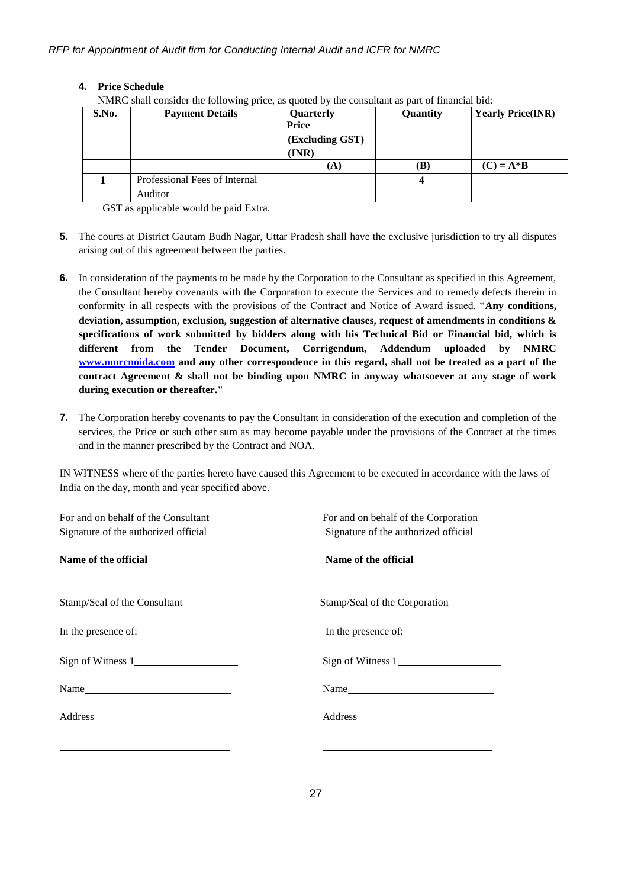**4. Price Schedule**

NMRC shall consider the following price, as quoted by the consultant as part of financial bid:

| S.No. | Payment Details | Quarterly Price (Excluding GST) (INR) | Quantity | Yearly Price(INR) |
|---|---|---|---|---|
| | | (A) | (B) | (C) = A*B |
| 1 | Professional Fees of Internal Auditor | | 4 | |

GST as applicable would be paid Extra.

**5.** The courts at District Gautam Budh Nagar, Uttar Pradesh shall have the exclusive jurisdiction to try all disputes arising out of this agreement between the parties.

**6.** In consideration of the payments to be made by the Corporation to the Consultant as specified in this Agreement, the Consultant hereby covenants with the Corporation to execute the Services and to remedy defects therein in conformity in all respects with the provisions of the Contract and Notice of Award issued. "**Any conditions, deviation, assumption, exclusion, suggestion of alternative clauses, request of amendments in conditions & specifications of work submitted by bidders along with his Technical Bid or Financial bid, which is different from the Tender Document, Corrigendum, Addendum uploaded by NMRC [www.nmrcnoida.com](http://www.nmrcnoida.com) and any other correspondence in this regard, shall not be treated as a part of the contract Agreement & shall not be binding upon NMRC in anyway whatsoever at any stage of work during execution or thereafter."**

**7.** The Corporation hereby covenants to pay the Consultant in consideration of the execution and completion of the services, the Price or such other sum as may become payable under the provisions of the Contract at the times and in the manner prescribed by the Contract and NOA.

IN WITNESS where of the parties hereto have caused this Agreement to be executed in accordance with the laws of India on the day, month and year specified above.

For and on behalf of the Consultant
Signature of the authorized official

**Name of the official**

Stamp/Seal of the Consultant

In the presence of:

Sign of Witness 1____________________

Name____________________________

Address__________________________

_________________________________

For and on behalf of the Corporation
Signature of the authorized official

**Name of the official**

Stamp/Seal of the Corporation

In the presence of:

Sign of Witness 1____________________

Name____________________________

Address__________________________

_________________________________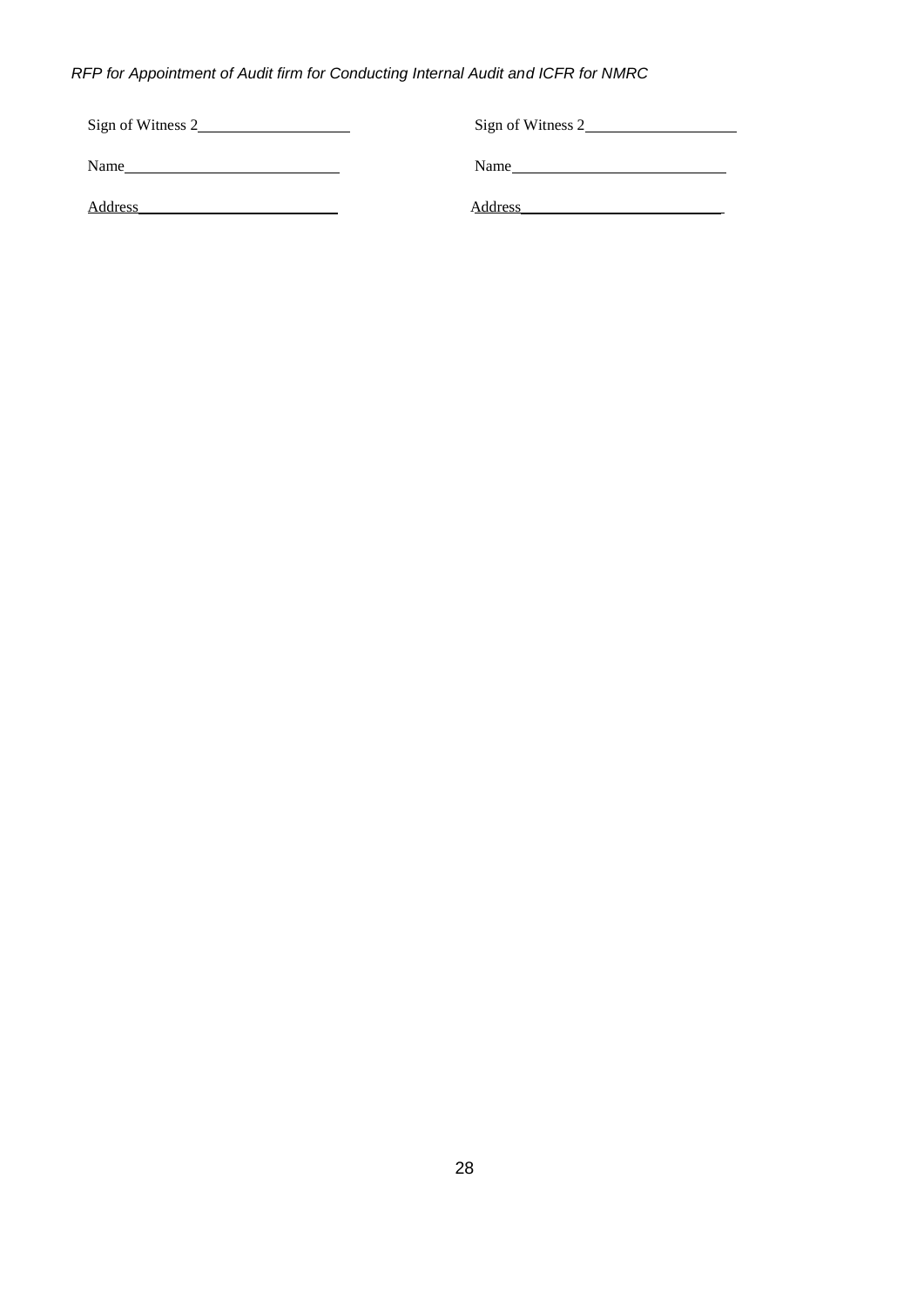| Sign of Witness 2\_\_\_\_\_\_\_\_\_\_\_\_\_\_\_\_\_\_\_\_ | Sign of Witness 2\_\_\_\_\_\_\_\_\_\_\_\_\_\_\_\_\_\_\_\_ |
|---|---|
| Name\_\_\_\_\_\_\_\_\_\_\_\_\_\_\_\_\_\_\_\_\_\_\_\_\_\_\_\_ | Name\_\_\_\_\_\_\_\_\_\_\_\_\_\_\_\_\_\_\_\_\_\_\_\_\_\_\_\_ |
| Address\_\_\_\_\_\_\_\_\_\_\_\_\_\_\_\_\_\_\_\_\_\_\_\_\_\_\_ | Address\_\_\_\_\_\_\_\_\_\_\_\_\_\_\_\_\_\_\_\_\_\_\_\_\_\_\_ |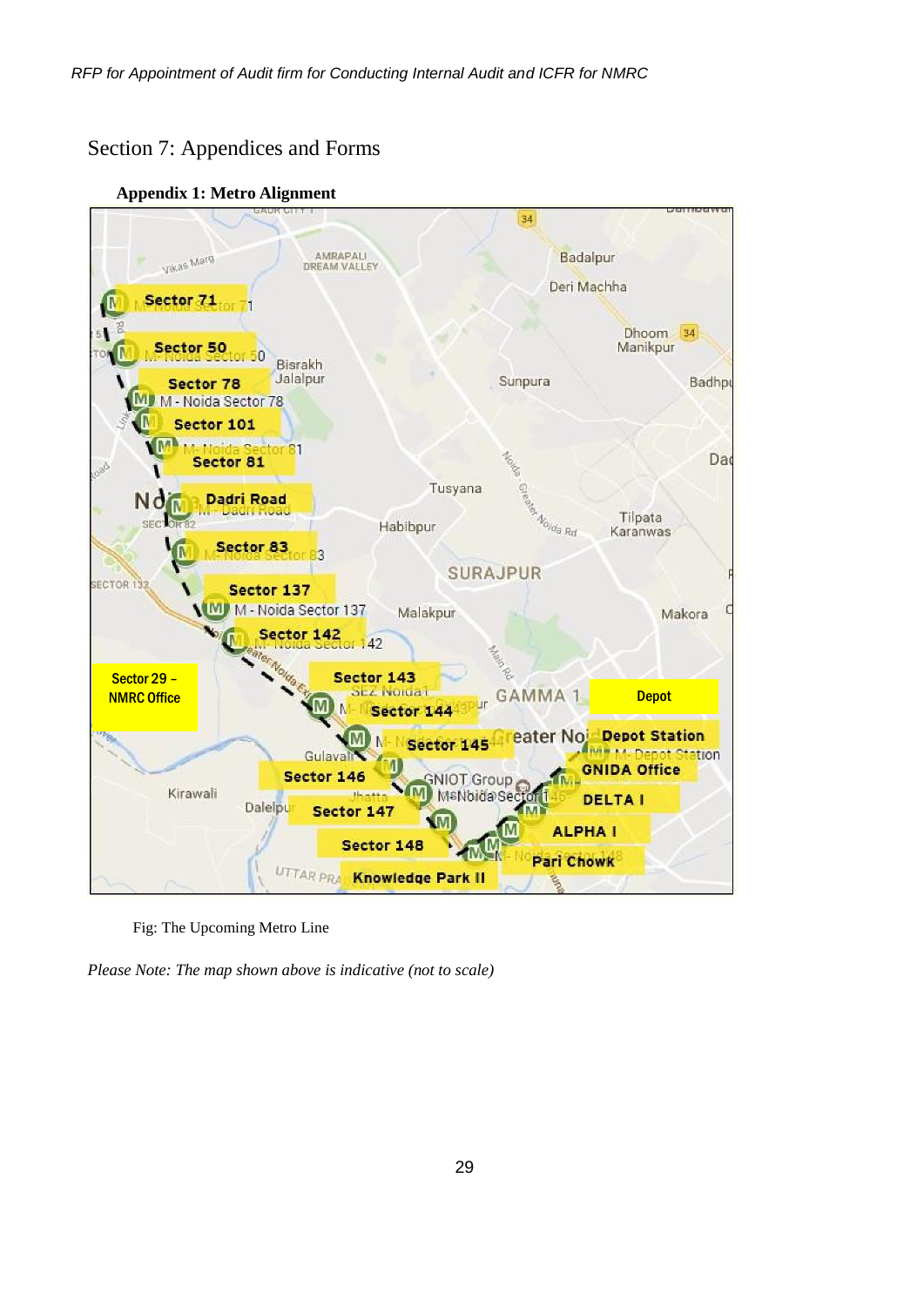# Section 7: Appendices and Forms

**Appendix 1: Metro Alignment**

Fig: The Upcoming Metro Line

*Please Note: The map shown above is indicative (not to scale)*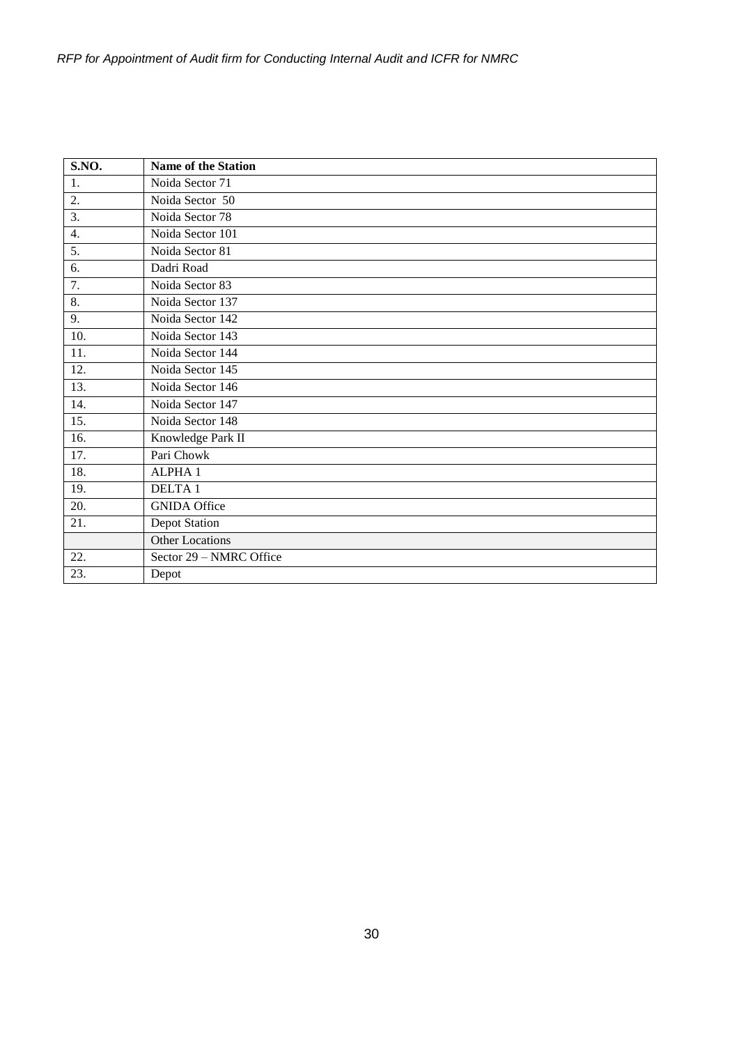| S.NO. | Name of the Station |
|---|---|
| 1. | Noida Sector 71 |
| 2. | Noida Sector 50 |
| 3. | Noida Sector 78 |
| 4. | Noida Sector 101 |
| 5. | Noida Sector 81 |
| 6. | Dadri Road |
| 7. | Noida Sector 83 |
| 8. | Noida Sector 137 |
| 9. | Noida Sector 142 |
| 10. | Noida Sector 143 |
| 11. | Noida Sector 144 |
| 12. | Noida Sector 145 |
| 13. | Noida Sector 146 |
| 14. | Noida Sector 147 |
| 15. | Noida Sector 148 |
| 16. | Knowledge Park II |
| 17. | Pari Chowk |
| 18. | ALPHA 1 |
| 19. | DELTA 1 |
| 20. | GNIDA Office |
| 21. | Depot Station |
| | Other Locations |
| 22. | Sector 29 – NMRC Office |
| 23. | Depot |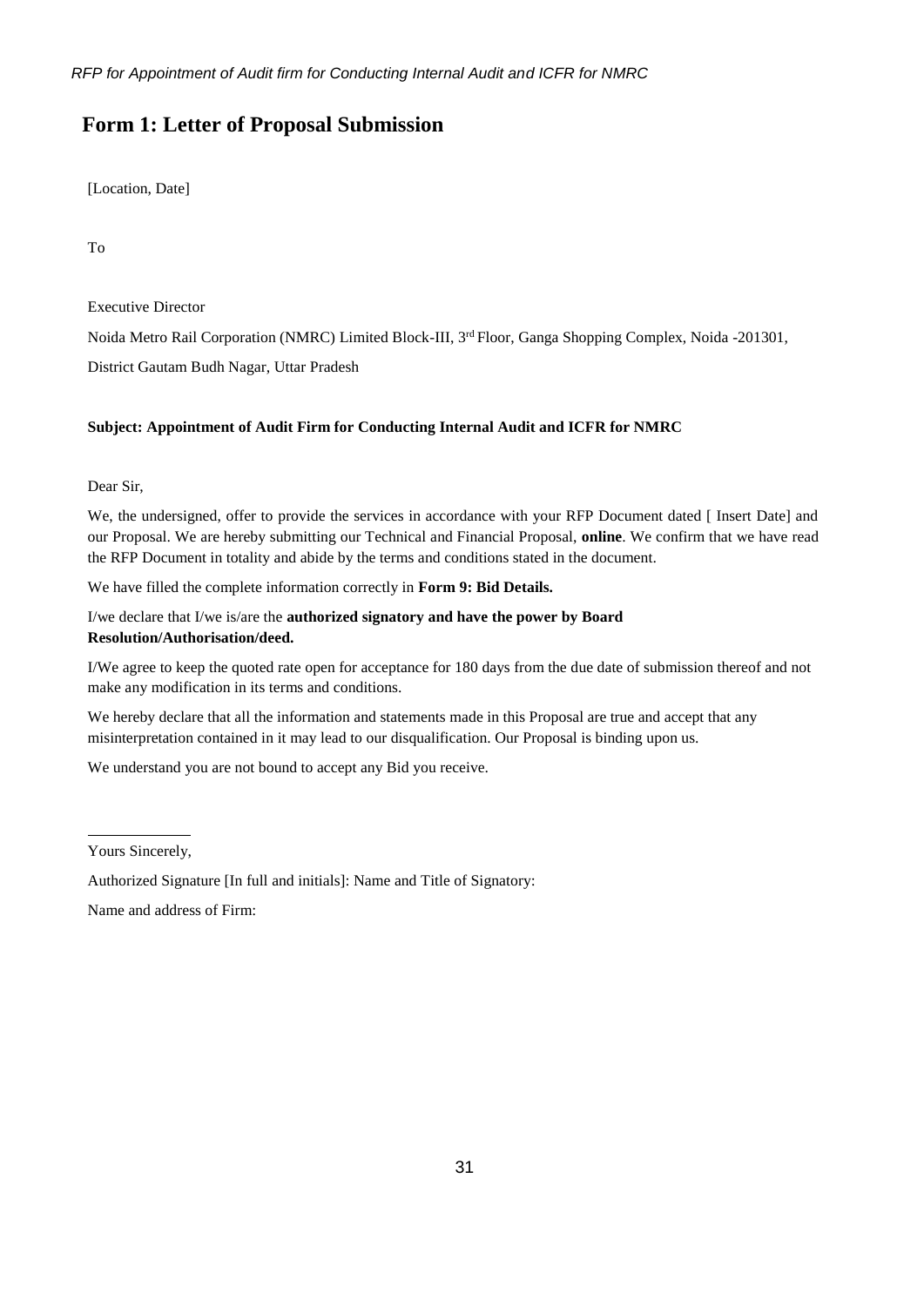# Form 1: Letter of Proposal Submission

[Location, Date]

To

Executive Director

Noida Metro Rail Corporation (NMRC) Limited Block-III, 3rd Floor, Ganga Shopping Complex, Noida -201301,

District Gautam Budh Nagar, Uttar Pradesh

**Subject: Appointment of Audit Firm for Conducting Internal Audit and ICFR for NMRC**

Dear Sir,

We, the undersigned, offer to provide the services in accordance with your RFP Document dated [ Insert Date] and our Proposal. We are hereby submitting our Technical and Financial Proposal, **online**. We confirm that we have read the RFP Document in totality and abide by the terms and conditions stated in the document.

We have filled the complete information correctly in **Form 9: Bid Details.**

I/we declare that I/we is/are the **authorized signatory and have the power by Board Resolution/Authorisation/deed.**

I/We agree to keep the quoted rate open for acceptance for 180 days from the due date of submission thereof and not make any modification in its terms and conditions.

We hereby declare that all the information and statements made in this Proposal are true and accept that any misinterpretation contained in it may lead to our disqualification. Our Proposal is binding upon us.

We understand you are not bound to accept any Bid you receive.

Yours Sincerely,

Authorized Signature [In full and initials]: Name and Title of Signatory:

Name and address of Firm: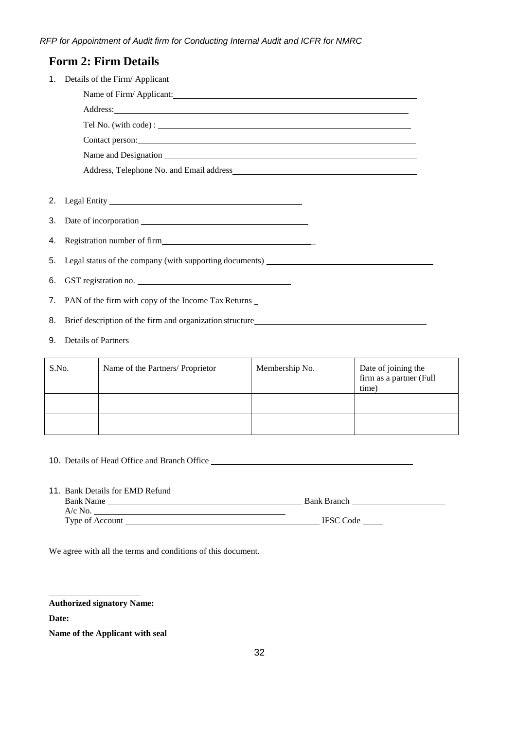## Form 2: Firm Details

1. Details of the Firm/ Applicant

   Name of Firm/ Applicant: ______________________________

   Address: ______________________________

   Tel No. (with code) : ______________________________

   Contact person: ______________________________

   Name and Designation ______________________________

   Address, Telephone No. and Email address ______________________________

2. Legal Entity ______________________________

3. Date of incorporation ______________________________

4. Registration number of firm ______________________________

5. Legal status of the company (with supporting documents) ______________________________

6. GST registration no. ______________________________

7. PAN of the firm with copy of the Income Tax Returns _

8. Brief description of the firm and organization structure ______________________________

9. Details of Partners

| S.No. | Name of the Partners/ Proprietor | Membership No. | Date of joining the firm as a partner (Full time) |
|---|---|---|---|
| | | | |
| | | | |

10. Details of Head Office and Branch Office ______________________________

11. Bank Details for EMD Refund

    Bank Name ______________________________ Bank Branch ______________________________

    A/c No. ______________________________

    Type of Account ______________________________ IFSC Code _____

We agree with all the terms and conditions of this document.

______________________________

**Authorized signatory Name:**

**Date:**

**Name of the Applicant with seal**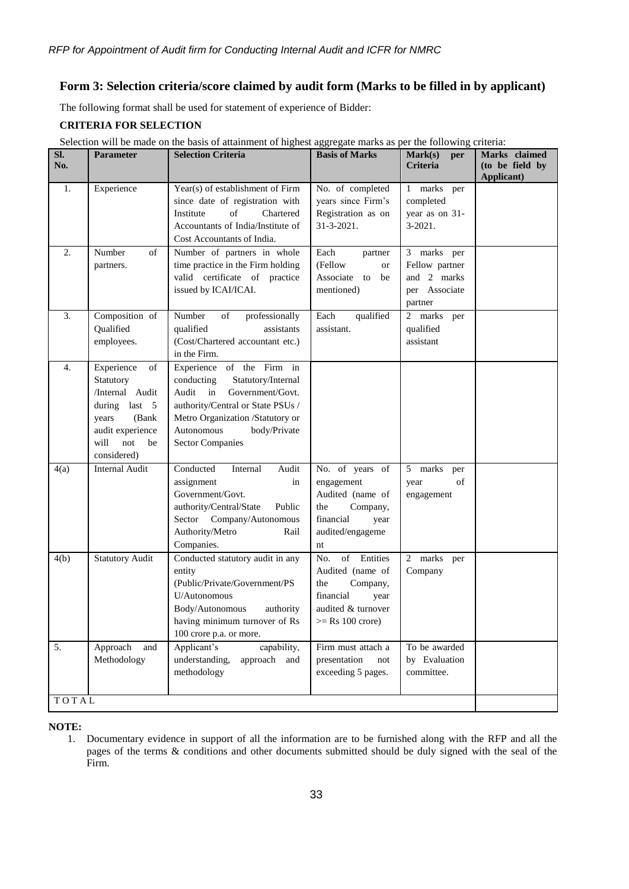## Form 3: Selection criteria/score claimed by audit form (Marks to be filled in by applicant)

The following format shall be used for statement of experience of Bidder:

**CRITERIA FOR SELECTION**

Selection will be made on the basis of attainment of highest aggregate marks as per the following criteria:

| Sl. No. | Parameter | Selection Criteria | Basis of Marks | Mark(s) per Criteria | Marks claimed (to be field by Applicant) |
|---|---|---|---|---|---|
| 1. | Experience | Year(s) of establishment of Firm since date of registration with Institute of Chartered Accountants of India/Institute of Cost Accountants of India. | No. of completed years since Firm's Registration as on 31-3-2021. | 1 marks per completed year as on 31-3-2021. | |
| 2. | Number of partners. | Number of partners in whole time practice in the Firm holding valid certificate of practice issued by ICAI/ICAI. | Each partner (Fellow or Associate to be mentioned) | 3 marks per Fellow partner and 2 marks per Associate partner | |
| 3. | Composition of Qualified employees. | Number of professionally qualified assistants (Cost/Chartered accountant etc.) in the Firm. | Each qualified assistant. | 2 marks per qualified assistant | |
| 4. | Experience of Statutory /Internal Audit during last 5 years (Bank audit experience will not be considered) | Experience of the Firm in conducting Statutory/Internal Audit in Government/Govt. authority/Central or State PSUs / Metro Organization /Statutory or Autonomous body/Private Sector Companies | | | |
| 4(a) | Internal Audit | Conducted Internal Audit assignment in Government/Govt. authority/Central/State Public Sector Company/Autonomous Authority/Metro Rail Companies. | No. of years of engagement Audited (name of the Company, financial year audited/engagement | 5 marks per year of engagement | |
| 4(b) | Statutory Audit | Conducted statutory audit in any entity (Public/Private/Government/PSU/Autonomous Body/Autonomous authority having minimum turnover of Rs 100 crore p.a. or more. | No. of Entities Audited (name of the Company, financial year audited & turnover >= Rs 100 crore) | 2 marks per Company | |
| 5. | Approach and Methodology | Applicant's capability, understanding, approach and methodology | Firm must attach a presentation not exceeding 5 pages. | To be awarded by Evaluation committee. | |
| TOTAL | | | | | |

**NOTE:**

1. Documentary evidence in support of all the information are to be furnished along with the RFP and all the pages of the terms & conditions and other documents submitted should be duly signed with the seal of the Firm.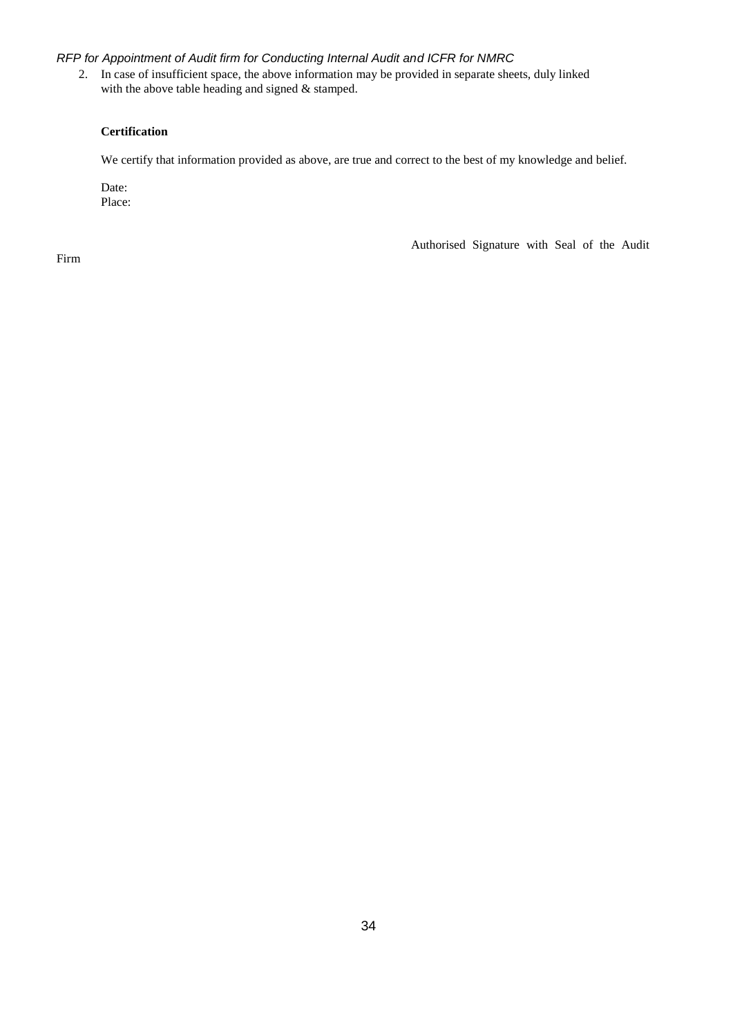2. In case of insufficient space, the above information may be provided in separate sheets, duly linked with the above table heading and signed & stamped.

**Certification**

We certify that information provided as above, are true and correct to the best of my knowledge and belief.

Date:
Place:

Authorised Signature with Seal of the Audit Firm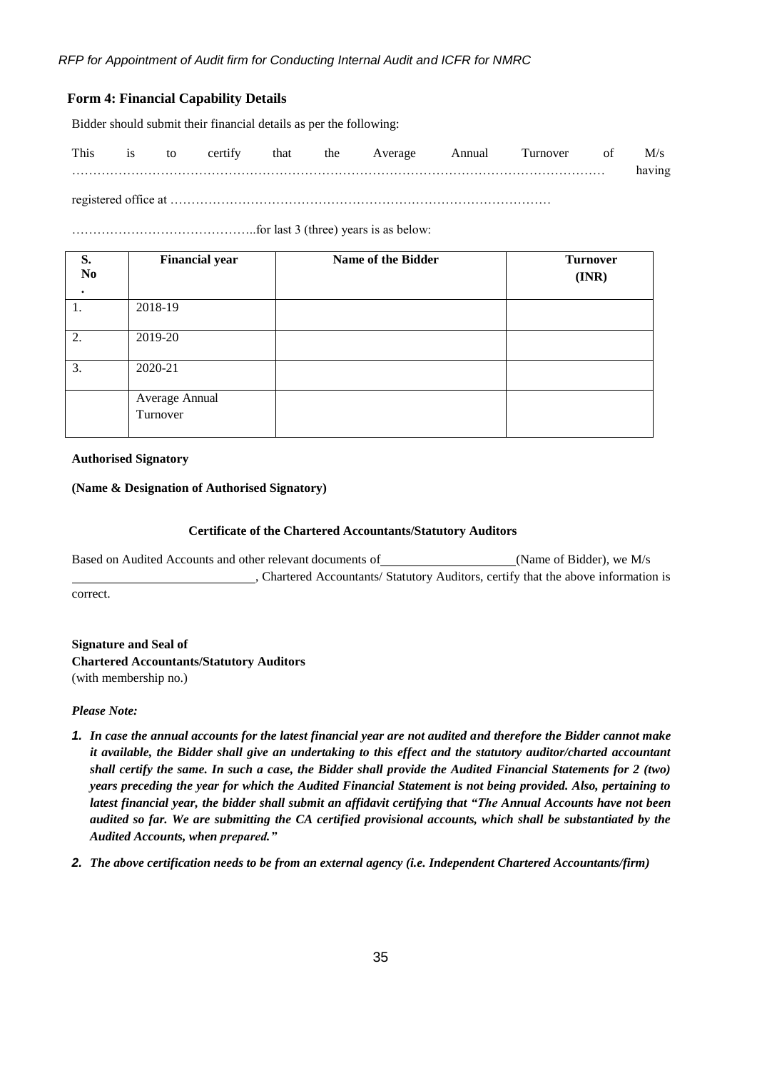## Form 4: Financial Capability Details

Bidder should submit their financial details as per the following:

This is to certify that the Average Annual Turnover of M/s ……………………………………………………………………………………………………………… having registered office at ……………………………………………………………………………

……………………………………..for last 3 (three) years is as below:

| S. No. | Financial year | Name of the Bidder | Turnover (INR) |
|---|---|---|---|
| 1. | 2018-19 | | |
| 2. | 2019-20 | | |
| 3. | 2020-21 | | |
| | Average Annual Turnover | | |

**Authorised Signatory**

**(Name & Designation of Authorised Signatory)**

**Certificate of the Chartered Accountants/Statutory Auditors**

Based on Audited Accounts and other relevant documents of ____________________(Name of Bidder), we M/s ____________________________, Chartered Accountants/ Statutory Auditors, certify that the above information is correct.

**Signature and Seal of**
**Chartered Accountants/Statutory Auditors**
(with membership no.)

***Please Note:***

1. ***In case the annual accounts for the latest financial year are not audited and therefore the Bidder cannot make it available, the Bidder shall give an undertaking to this effect and the statutory auditor/charted accountant shall certify the same. In such a case, the Bidder shall provide the Audited Financial Statements for 2 (two) years preceding the year for which the Audited Financial Statement is not being provided. Also, pertaining to latest financial year, the bidder shall submit an affidavit certifying that "The Annual Accounts have not been audited so far. We are submitting the CA certified provisional accounts, which shall be substantiated by the Audited Accounts, when prepared."***
2. ***The above certification needs to be from an external agency (i.e. Independent Chartered Accountants/firm)***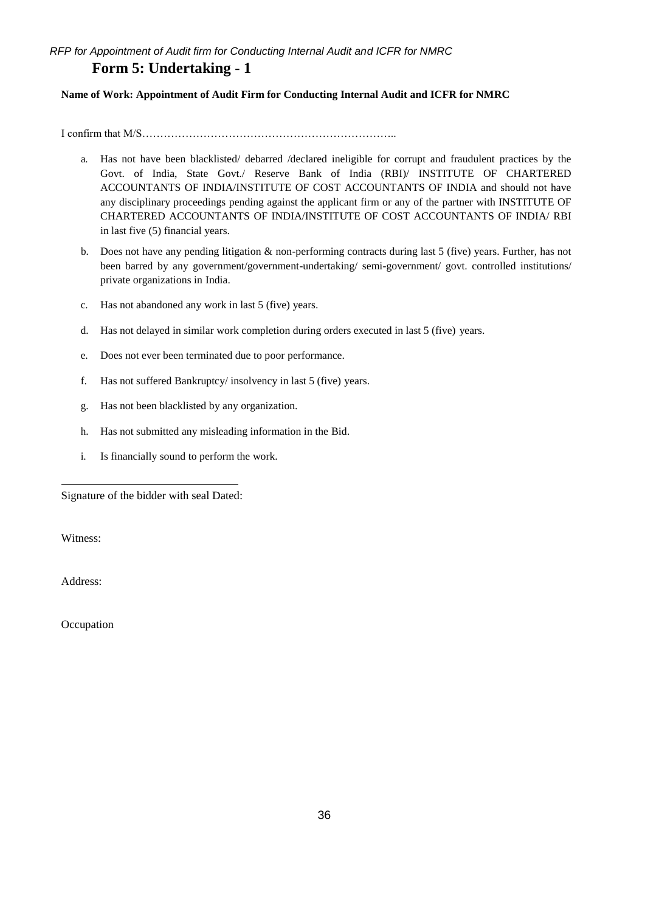## Form 5: Undertaking - 1

**Name of Work: Appointment of Audit Firm for Conducting Internal Audit and ICFR for NMRC**

I confirm that M/S……………………………………………………………..

a. Has not have been blacklisted/ debarred /declared ineligible for corrupt and fraudulent practices by the Govt. of India, State Govt./ Reserve Bank of India (RBI)/ INSTITUTE OF CHARTERED ACCOUNTANTS OF INDIA/INSTITUTE OF COST ACCOUNTANTS OF INDIA and should not have any disciplinary proceedings pending against the applicant firm or any of the partner with INSTITUTE OF CHARTERED ACCOUNTANTS OF INDIA/INSTITUTE OF COST ACCOUNTANTS OF INDIA/ RBI in last five (5) financial years.

b. Does not have any pending litigation & non-performing contracts during last 5 (five) years. Further, has not been barred by any government/government-undertaking/ semi-government/ govt. controlled institutions/ private organizations in India.

c. Has not abandoned any work in last 5 (five) years.

d. Has not delayed in similar work completion during orders executed in last 5 (five) years.

e. Does not ever been terminated due to poor performance.

f. Has not suffered Bankruptcy/ insolvency in last 5 (five) years.

g. Has not been blacklisted by any organization.

h. Has not submitted any misleading information in the Bid.

i. Is financially sound to perform the work.

Signature of the bidder with seal Dated:

Witness:

Address:

Occupation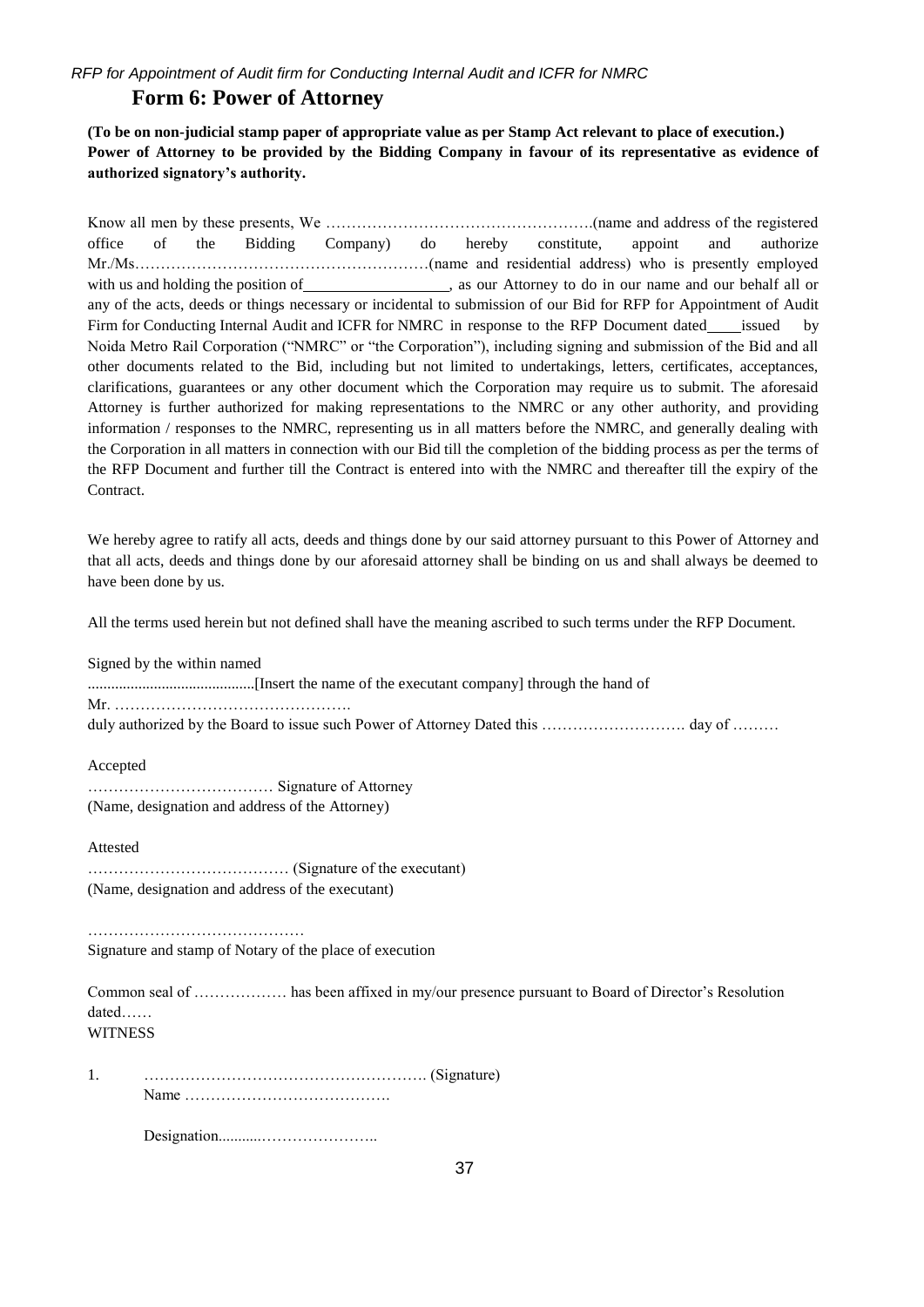## Form 6: Power of Attorney

**(To be on non-judicial stamp paper of appropriate value as per Stamp Act relevant to place of execution.) Power of Attorney to be provided by the Bidding Company in favour of its representative as evidence of authorized signatory's authority.**

Know all men by these presents, We …………………………………………….(name and address of the registered office of the Bidding Company) do hereby constitute, appoint and authorize Mr./Ms…………………………………………………(name and residential address) who is presently employed with us and holding the position of__________________, as our Attorney to do in our name and our behalf all or any of the acts, deeds or things necessary or incidental to submission of our Bid for RFP for Appointment of Audit Firm for Conducting Internal Audit and ICFR for NMRC in response to the RFP Document dated____issued by Noida Metro Rail Corporation ("NMRC" or "the Corporation"), including signing and submission of the Bid and all other documents related to the Bid, including but not limited to undertakings, letters, certificates, acceptances, clarifications, guarantees or any other document which the Corporation may require us to submit. The aforesaid Attorney is further authorized for making representations to the NMRC or any other authority, and providing information / responses to the NMRC, representing us in all matters before the NMRC, and generally dealing with the Corporation in all matters in connection with our Bid till the completion of the bidding process as per the terms of the RFP Document and further till the Contract is entered into with the NMRC and thereafter till the expiry of the Contract.

We hereby agree to ratify all acts, deeds and things done by our said attorney pursuant to this Power of Attorney and that all acts, deeds and things done by our aforesaid attorney shall be binding on us and shall always be deemed to have been done by us.

All the terms used herein but not defined shall have the meaning ascribed to such terms under the RFP Document.

Signed by the within named
...........................................[Insert the name of the executant company] through the hand of
Mr. ……………………………………….
duly authorized by the Board to issue such Power of Attorney Dated this ………………………. day of ………

Accepted
……………………………… Signature of Attorney
(Name, designation and address of the Attorney)

Attested
………………………………… (Signature of the executant)
(Name, designation and address of the executant)

……………………………………
Signature and stamp of Notary of the place of execution

Common seal of ……………… has been affixed in my/our presence pursuant to Board of Director's Resolution dated……
WITNESS

1. ………………………………………………. (Signature)
   Name ………………………………….

   Designation...........…………………..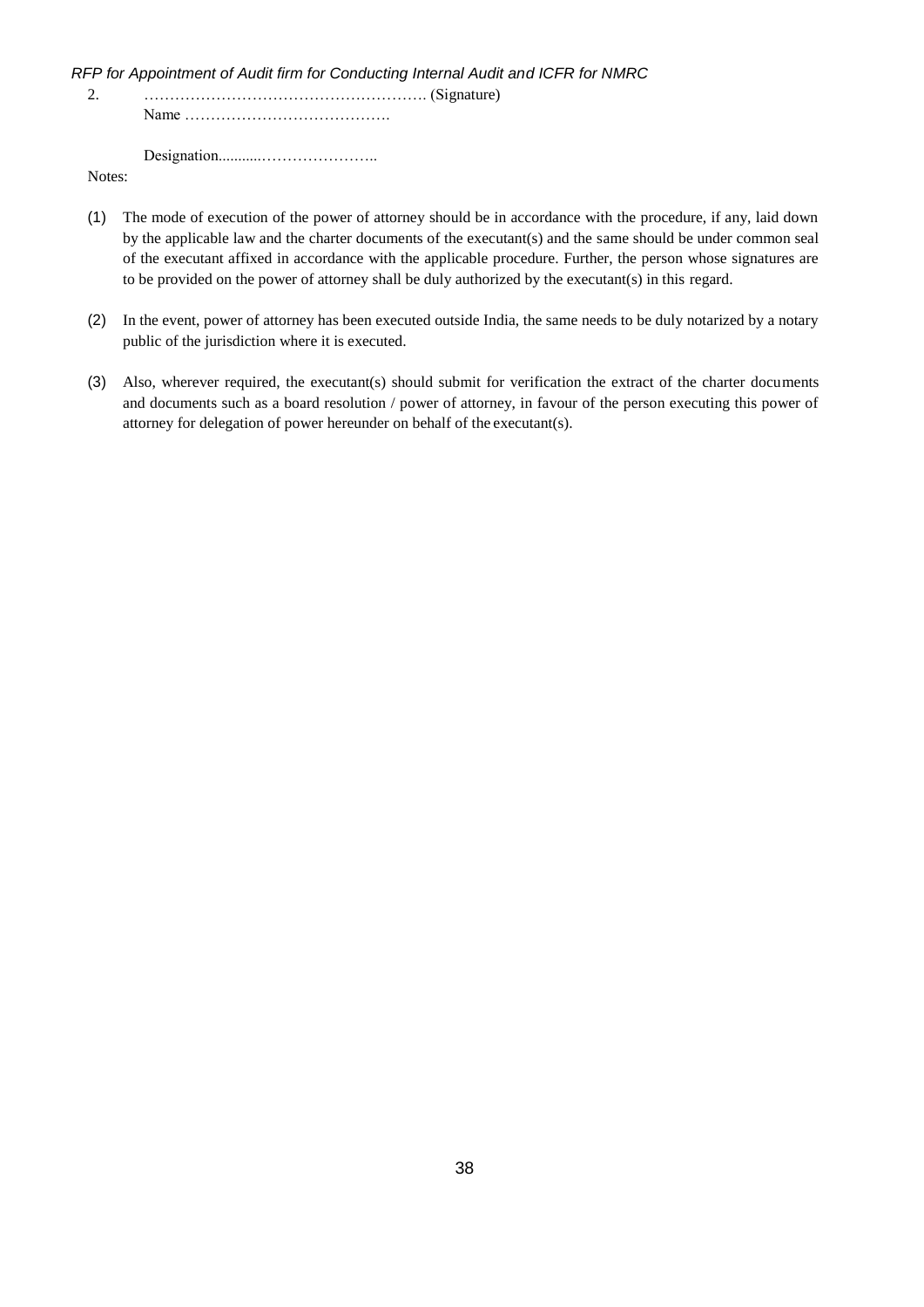2. ………………………………………………. (Signature)
   Name ………………………………….

   Designation...........…………………..

Notes:

(1) The mode of execution of the power of attorney should be in accordance with the procedure, if any, laid down by the applicable law and the charter documents of the executant(s) and the same should be under common seal of the executant affixed in accordance with the applicable procedure. Further, the person whose signatures are to be provided on the power of attorney shall be duly authorized by the executant(s) in this regard.

(2) In the event, power of attorney has been executed outside India, the same needs to be duly notarized by a notary public of the jurisdiction where it is executed.

(3) Also, wherever required, the executant(s) should submit for verification the extract of the charter documents and documents such as a board resolution / power of attorney, in favour of the person executing this power of attorney for delegation of power hereunder on behalf of the executant(s).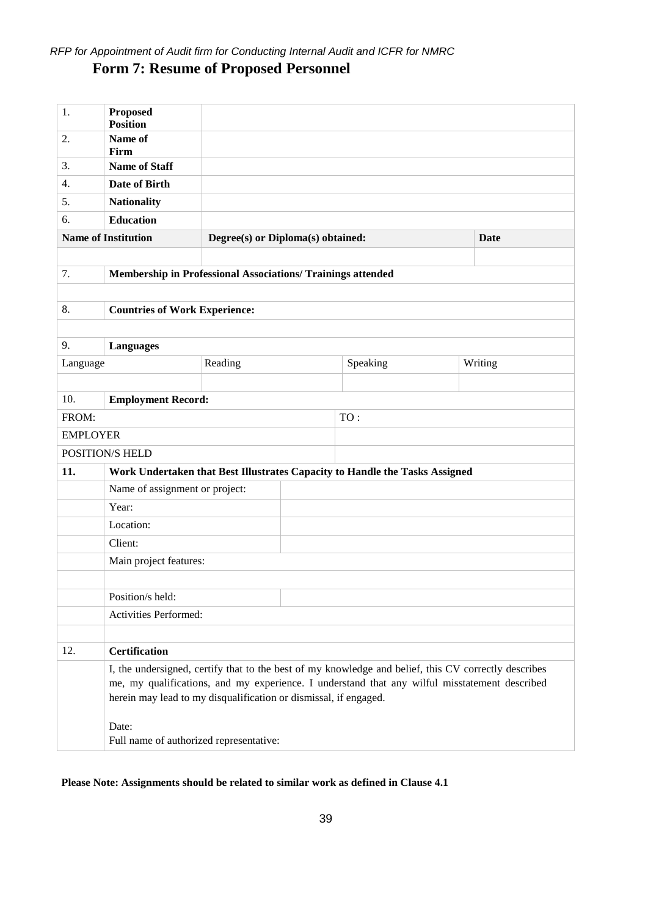## Form 7: Resume of Proposed Personnel

| | | | | |
|---|---|---|---|---|
| 1. | **Proposed Position** | | | |
| 2. | **Name of Firm** | | | |
| 3. | **Name of Staff** | | | |
| 4. | **Date of Birth** | | | |
| 5. | **Nationality** | | | |
| 6. | **Education** | | | |
| **Name of Institution** | | **Degree(s) or Diploma(s) obtained:** | | **Date** |
| | | | | |
| 7. | **Membership in Professional Associations/ Trainings attended** | | | |
| | | | | |
| 8. | **Countries of Work Experience:** | | | |
| | | | | |
| 9. | **Languages** | | | |
| Language | | Reading | Speaking | Writing |
| | | | | |
| 10. | **Employment Record:** | | | |
| FROM: | | | TO : | |
| EMPLOYER | | | | |
| POSITION/S HELD | | | | |
| **11.** | **Work Undertaken that Best Illustrates Capacity to Handle the Tasks Assigned** | | | |
| | Name of assignment or project: | | | |
| | Year: | | | |
| | Location: | | | |
| | Client: | | | |
| | Main project features: | | | |
| | | | | |
| | Position/s held: | | | |
| | Activities Performed: | | | |
| | | | | |
| 12. | **Certification** | | | |
| | I, the undersigned, certify that to the best of my knowledge and belief, this CV correctly describes me, my qualifications, and my experience. I understand that any wilful misstatement described herein may lead to my disqualification or dismissal, if engaged.<br><br>Date:<br>Full name of authorized representative: | | | |

**Please Note: Assignments should be related to similar work as defined in Clause 4.1**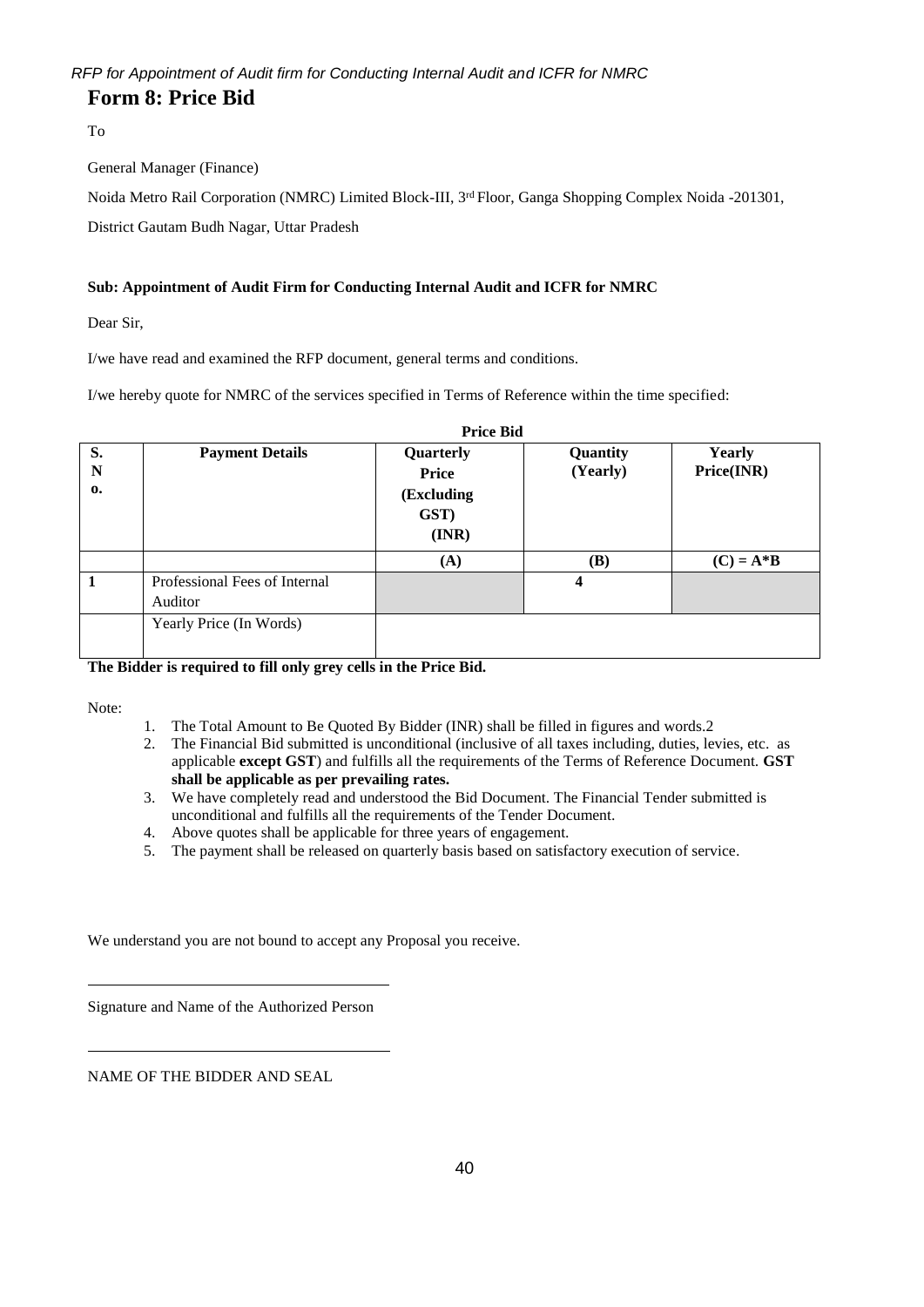# Form 8: Price Bid

To

General Manager (Finance)

Noida Metro Rail Corporation (NMRC) Limited Block-III, 3rd Floor, Ganga Shopping Complex Noida -201301,

District Gautam Budh Nagar, Uttar Pradesh

**Sub: Appointment of Audit Firm for Conducting Internal Audit and ICFR for NMRC**

Dear Sir,

I/we have read and examined the RFP document, general terms and conditions.

I/we hereby quote for NMRC of the services specified in Terms of Reference within the time specified:

**Price Bid**

| S. No. | Payment Details | Quarterly Price (Excluding GST) (INR) | Quantity (Yearly) | Yearly Price(INR) |
|---|---|---|---|---|
| | | **(A)** | **(B)** | **(C) = A*B** |
| **1** | Professional Fees of Internal Auditor | | **4** | |
| | Yearly Price (In Words) | | | |

**The Bidder is required to fill only grey cells in the Price Bid.**

Note:

1. The Total Amount to Be Quoted By Bidder (INR) shall be filled in figures and words.2
2. The Financial Bid submitted is unconditional (inclusive of all taxes including, duties, levies, etc. as applicable **except GST**) and fulfills all the requirements of the Terms of Reference Document. **GST shall be applicable as per prevailing rates.**
3. We have completely read and understood the Bid Document. The Financial Tender submitted is unconditional and fulfills all the requirements of the Tender Document.
4. Above quotes shall be applicable for three years of engagement.
5. The payment shall be released on quarterly basis based on satisfactory execution of service.

We understand you are not bound to accept any Proposal you receive.

Signature and Name of the Authorized Person

NAME OF THE BIDDER AND SEAL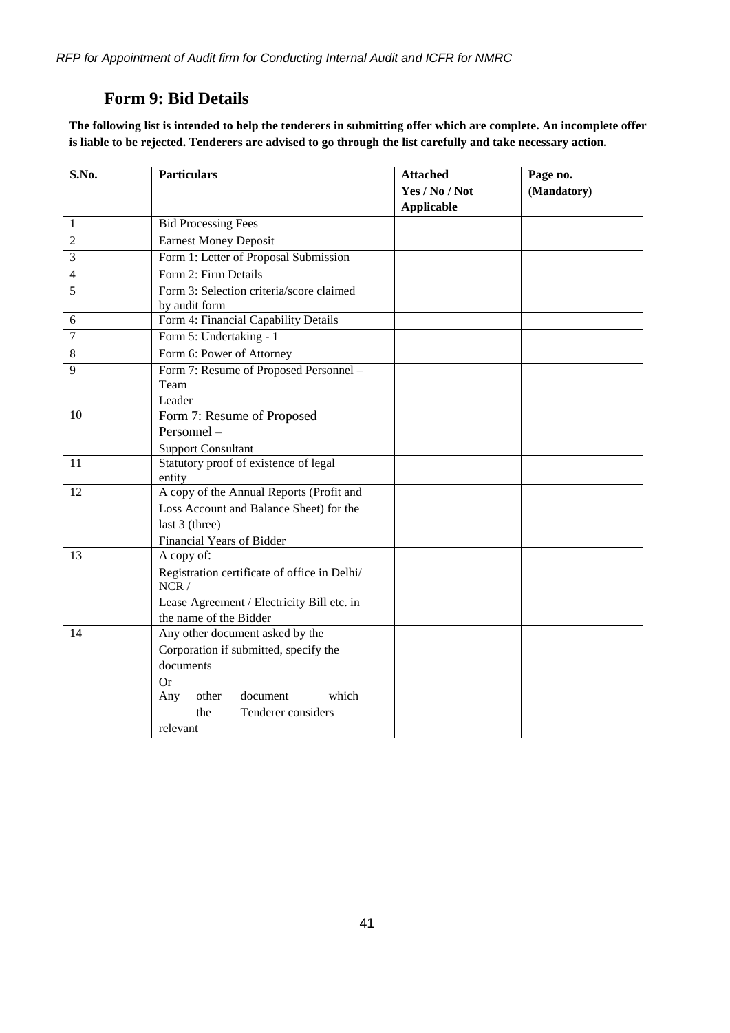## Form 9: Bid Details

**The following list is intended to help the tenderers in submitting offer which are complete. An incomplete offer is liable to be rejected. Tenderers are advised to go through the list carefully and take necessary action.**

| S.No. | Particulars | Attached Yes / No / Not Applicable | Page no. (Mandatory) |
|---|---|---|---|
| 1 | Bid Processing Fees | | |
| 2 | Earnest Money Deposit | | |
| 3 | Form 1: Letter of Proposal Submission | | |
| 4 | Form 2: Firm Details | | |
| 5 | Form 3: Selection criteria/score claimed by audit form | | |
| 6 | Form 4: Financial Capability Details | | |
| 7 | Form 5: Undertaking - 1 | | |
| 8 | Form 6: Power of Attorney | | |
| 9 | Form 7: Resume of Proposed Personnel – Team Leader | | |
| 10 | Form 7: Resume of Proposed Personnel – Support Consultant | | |
| 11 | Statutory proof of existence of legal entity | | |
| 12 | A copy of the Annual Reports (Profit and Loss Account and Balance Sheet) for the last 3 (three) Financial Years of Bidder | | |
| 13 | A copy of: | | |
| | Registration certificate of office in Delhi/ NCR / Lease Agreement / Electricity Bill etc. in the name of the Bidder | | |
| 14 | Any other document asked by the Corporation if submitted, specify the documents Or Any other document which the Tenderer considers relevant | | |